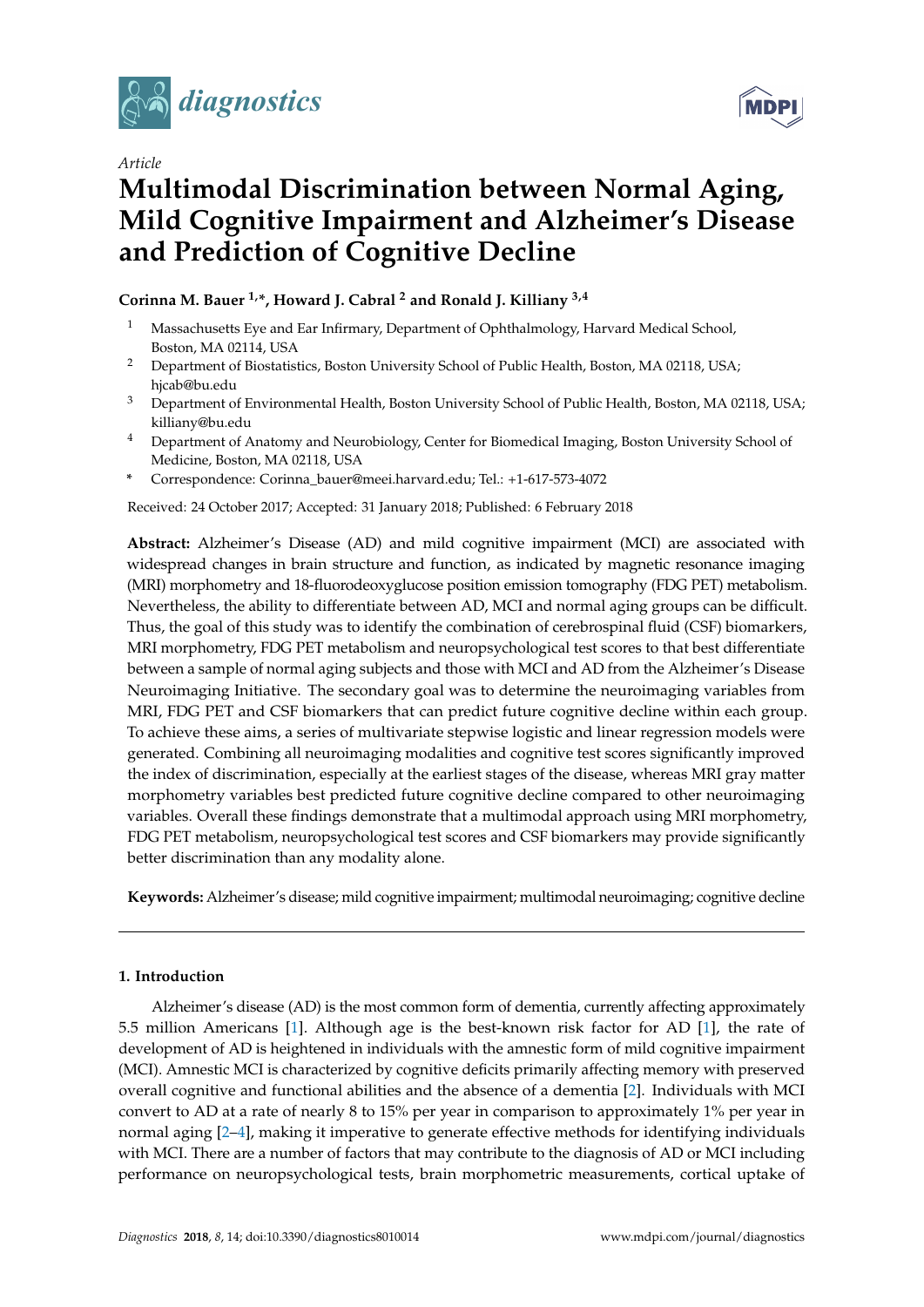*Article*

# Multimodal Discrimination between Normal Aging, Mild Cognitive Impairment and Alzheimer's Disease and Prediction of Cognitive Decline

**Corinna M. Bauer [1,*], Howard J. Cabral [2] and Ronald J. Killiany [3,4]**

1. Massachusetts Eye and Ear Infirmary, Department of Ophthalmology, Harvard Medical School, Boston, MA 02114, USA
2. Department of Biostatistics, Boston University School of Public Health, Boston, MA 02118, USA; hjcab@bu.edu
3. Department of Environmental Health, Boston University School of Public Health, Boston, MA 02118, USA; killiany@bu.edu
4. Department of Anatomy and Neurobiology, Center for Biomedical Imaging, Boston University School of Medicine, Boston, MA 02118, USA

\* Correspondence: Corinna_bauer@meei.harvard.edu; Tel.: +1-617-573-4072

Received: 24 October 2017; Accepted: 31 January 2018; Published: 6 February 2018

**Abstract:** Alzheimer's Disease (AD) and mild cognitive impairment (MCI) are associated with widespread changes in brain structure and function, as indicated by magnetic resonance imaging (MRI) morphometry and 18-fluorodeoxyglucose position emission tomography (FDG PET) metabolism. Nevertheless, the ability to differentiate between AD, MCI and normal aging groups can be difficult. Thus, the goal of this study was to identify the combination of cerebrospinal fluid (CSF) biomarkers, MRI morphometry, FDG PET metabolism and neuropsychological test scores to that best differentiate between a sample of normal aging subjects and those with MCI and AD from the Alzheimer's Disease Neuroimaging Initiative. The secondary goal was to determine the neuroimaging variables from MRI, FDG PET and CSF biomarkers that can predict future cognitive decline within each group. To achieve these aims, a series of multivariate stepwise logistic and linear regression models were generated. Combining all neuroimaging modalities and cognitive test scores significantly improved the index of discrimination, especially at the earliest stages of the disease, whereas MRI gray matter morphometry variables best predicted future cognitive decline compared to other neuroimaging variables. Overall these findings demonstrate that a multimodal approach using MRI morphometry, FDG PET metabolism, neuropsychological test scores and CSF biomarkers may provide significantly better discrimination than any modality alone.

**Keywords:** Alzheimer's disease; mild cognitive impairment; multimodal neuroimaging; cognitive decline

## 1. Introduction

Alzheimer's disease (AD) is the most common form of dementia, currently affecting approximately 5.5 million Americans [1]. Although age is the best-known risk factor for AD [1], the rate of development of AD is heightened in individuals with the amnestic form of mild cognitive impairment (MCI). Amnestic MCI is characterized by cognitive deficits primarily affecting memory with preserved overall cognitive and functional abilities and the absence of a dementia [2]. Individuals with MCI convert to AD at a rate of nearly 8 to 15% per year in comparison to approximately 1% per year in normal aging [2–4], making it imperative to generate effective methods for identifying individuals with MCI. There are a number of factors that may contribute to the diagnosis of AD or MCI including performance on neuropsychological tests, brain morphometric measurements, cortical uptake of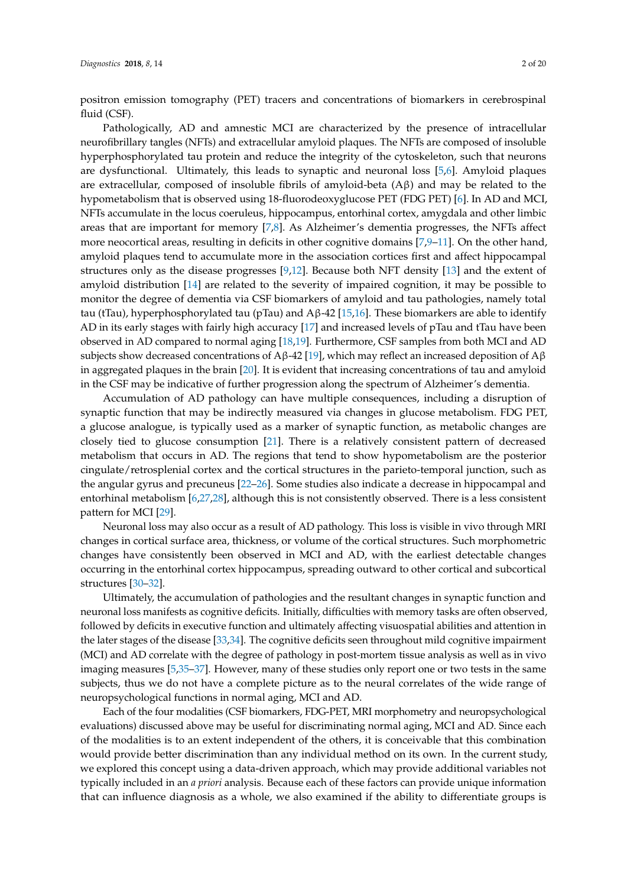positron emission tomography (PET) tracers and concentrations of biomarkers in cerebrospinal fluid (CSF).

Pathologically, AD and amnestic MCI are characterized by the presence of intracellular neurofibrillary tangles (NFTs) and extracellular amyloid plaques. The NFTs are composed of insoluble hyperphosphorylated tau protein and reduce the integrity of the cytoskeleton, such that neurons are dysfunctional. Ultimately, this leads to synaptic and neuronal loss [5,6]. Amyloid plaques are extracellular, composed of insoluble fibrils of amyloid-beta (Aβ) and may be related to the hypometabolism that is observed using 18-fluorodeoxyglucose PET (FDG PET) [6]. In AD and MCI, NFTs accumulate in the locus coeruleus, hippocampus, entorhinal cortex, amygdala and other limbic areas that are important for memory [7,8]. As Alzheimer's dementia progresses, the NFTs affect more neocortical areas, resulting in deficits in other cognitive domains [7,9–11]. On the other hand, amyloid plaques tend to accumulate more in the association cortices first and affect hippocampal structures only as the disease progresses [9,12]. Because both NFT density [13] and the extent of amyloid distribution [14] are related to the severity of impaired cognition, it may be possible to monitor the degree of dementia via CSF biomarkers of amyloid and tau pathologies, namely total tau (tTau), hyperphosphorylated tau (pTau) and Aβ-42 [15,16]. These biomarkers are able to identify AD in its early stages with fairly high accuracy [17] and increased levels of pTau and tTau have been observed in AD compared to normal aging [18,19]. Furthermore, CSF samples from both MCI and AD subjects show decreased concentrations of Aβ-42 [19], which may reflect an increased deposition of Aβ in aggregated plaques in the brain [20]. It is evident that increasing concentrations of tau and amyloid in the CSF may be indicative of further progression along the spectrum of Alzheimer's dementia.

Accumulation of AD pathology can have multiple consequences, including a disruption of synaptic function that may be indirectly measured via changes in glucose metabolism. FDG PET, a glucose analogue, is typically used as a marker of synaptic function, as metabolic changes are closely tied to glucose consumption [21]. There is a relatively consistent pattern of decreased metabolism that occurs in AD. The regions that tend to show hypometabolism are the posterior cingulate/retrosplenial cortex and the cortical structures in the parieto-temporal junction, such as the angular gyrus and precuneus [22–26]. Some studies also indicate a decrease in hippocampal and entorhinal metabolism [6,27,28], although this is not consistently observed. There is a less consistent pattern for MCI [29].

Neuronal loss may also occur as a result of AD pathology. This loss is visible in vivo through MRI changes in cortical surface area, thickness, or volume of the cortical structures. Such morphometric changes have consistently been observed in MCI and AD, with the earliest detectable changes occurring in the entorhinal cortex hippocampus, spreading outward to other cortical and subcortical structures [30–32].

Ultimately, the accumulation of pathologies and the resultant changes in synaptic function and neuronal loss manifests as cognitive deficits. Initially, difficulties with memory tasks are often observed, followed by deficits in executive function and ultimately affecting visuospatial abilities and attention in the later stages of the disease [33,34]. The cognitive deficits seen throughout mild cognitive impairment (MCI) and AD correlate with the degree of pathology in post-mortem tissue analysis as well as in vivo imaging measures [5,35–37]. However, many of these studies only report one or two tests in the same subjects, thus we do not have a complete picture as to the neural correlates of the wide range of neuropsychological functions in normal aging, MCI and AD.

Each of the four modalities (CSF biomarkers, FDG-PET, MRI morphometry and neuropsychological evaluations) discussed above may be useful for discriminating normal aging, MCI and AD. Since each of the modalities is to an extent independent of the others, it is conceivable that this combination would provide better discrimination than any individual method on its own. In the current study, we explored this concept using a data-driven approach, which may provide additional variables not typically included in an *a priori* analysis. Because each of these factors can provide unique information that can influence diagnosis as a whole, we also examined if the ability to differentiate groups is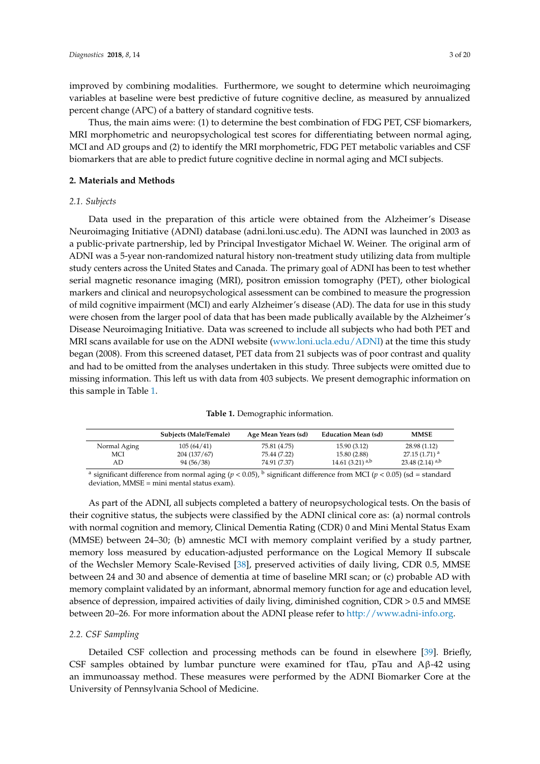improved by combining modalities. Furthermore, we sought to determine which neuroimaging variables at baseline were best predictive of future cognitive decline, as measured by annualized percent change (APC) of a battery of standard cognitive tests.

Thus, the main aims were: (1) to determine the best combination of FDG PET, CSF biomarkers, MRI morphometric and neuropsychological test scores for differentiating between normal aging, MCI and AD groups and (2) to identify the MRI morphometric, FDG PET metabolic variables and CSF biomarkers that are able to predict future cognitive decline in normal aging and MCI subjects.

## 2. Materials and Methods

### *2.1. Subjects*

Data used in the preparation of this article were obtained from the Alzheimer's Disease Neuroimaging Initiative (ADNI) database (adni.loni.usc.edu). The ADNI was launched in 2003 as a public-private partnership, led by Principal Investigator Michael W. Weiner. The original arm of ADNI was a 5-year non-randomized natural history non-treatment study utilizing data from multiple study centers across the United States and Canada. The primary goal of ADNI has been to test whether serial magnetic resonance imaging (MRI), positron emission tomography (PET), other biological markers and clinical and neuropsychological assessment can be combined to measure the progression of mild cognitive impairment (MCI) and early Alzheimer's disease (AD). The data for use in this study were chosen from the larger pool of data that has been made publically available by the Alzheimer's Disease Neuroimaging Initiative. Data was screened to include all subjects who had both PET and MRI scans available for use on the ADNI website (www.loni.ucla.edu/ADNI) at the time this study began (2008). From this screened dataset, PET data from 21 subjects was of poor contrast and quality and had to be omitted from the analyses undertaken in this study. Three subjects were omitted due to missing information. This left us with data from 403 subjects. We present demographic information on this sample in Table 1.

**Table 1.** Demographic information.

| | Subjects (Male/Female) | Age Mean Years (sd) | Education Mean (sd) | MMSE |
|---|---|---|---|---|
| Normal Aging | 105 (64/41) | 75.81 (4.75) | 15.90 (3.12) | 28.98 (1.12) |
| MCI | 204 (137/67) | 75.44 (7.22) | 15.80 (2.88) | 27.15 (1.71) [a] |
| AD | 94 (56/38) | 74.91 (7.37) | 14.61 (3.21) [a,b] | 23.48 (2.14) [a,b] |

[a] significant difference from normal aging ($p < 0.05$), [b] significant difference from MCI ($p < 0.05$) (sd = standard deviation, MMSE = mini mental status exam).

As part of the ADNI, all subjects completed a battery of neuropsychological tests. On the basis of their cognitive status, the subjects were classified by the ADNI clinical core as: (a) normal controls with normal cognition and memory, Clinical Dementia Rating (CDR) 0 and Mini Mental Status Exam (MMSE) between 24–30; (b) amnestic MCI with memory complaint verified by a study partner, memory loss measured by education-adjusted performance on the Logical Memory II subscale of the Wechsler Memory Scale-Revised [38], preserved activities of daily living, CDR 0.5, MMSE between 24 and 30 and absence of dementia at time of baseline MRI scan; or (c) probable AD with memory complaint validated by an informant, abnormal memory function for age and education level, absence of depression, impaired activities of daily living, diminished cognition, CDR > 0.5 and MMSE between 20–26. For more information about the ADNI please refer to http://www.adni-info.org.

### *2.2. CSF Sampling*

Detailed CSF collection and processing methods can be found in elsewhere [39]. Briefly, CSF samples obtained by lumbar puncture were examined for tTau, pTau and Aβ-42 using an immunoassay method. These measures were performed by the ADNI Biomarker Core at the University of Pennsylvania School of Medicine.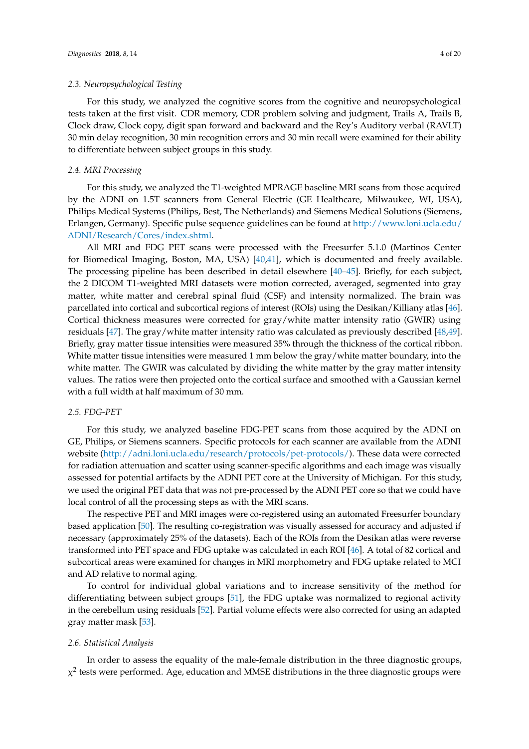### 2.3. Neuropsychological Testing

For this study, we analyzed the cognitive scores from the cognitive and neuropsychological tests taken at the first visit. CDR memory, CDR problem solving and judgment, Trails A, Trails B, Clock draw, Clock copy, digit span forward and backward and the Rey's Auditory verbal (RAVLT) 30 min delay recognition, 30 min recognition errors and 30 min recall were examined for their ability to differentiate between subject groups in this study.

### 2.4. MRI Processing

For this study, we analyzed the T1-weighted MPRAGE baseline MRI scans from those acquired by the ADNI on 1.5T scanners from General Electric (GE Healthcare, Milwaukee, WI, USA), Philips Medical Systems (Philips, Best, The Netherlands) and Siemens Medical Solutions (Siemens, Erlangen, Germany). Specific pulse sequence guidelines can be found at http://www.loni.ucla.edu/ADNI/Research/Cores/index.shtml.

All MRI and FDG PET scans were processed with the Freesurfer 5.1.0 (Martinos Center for Biomedical Imaging, Boston, MA, USA) [40,41], which is documented and freely available. The processing pipeline has been described in detail elsewhere [40–45]. Briefly, for each subject, the 2 DICOM T1-weighted MRI datasets were motion corrected, averaged, segmented into gray matter, white matter and cerebral spinal fluid (CSF) and intensity normalized. The brain was parcellated into cortical and subcortical regions of interest (ROIs) using the Desikan/Killiany atlas [46]. Cortical thickness measures were corrected for gray/white matter intensity ratio (GWIR) using residuals [47]. The gray/white matter intensity ratio was calculated as previously described [48,49]. Briefly, gray matter tissue intensities were measured 35% through the thickness of the cortical ribbon. White matter tissue intensities were measured 1 mm below the gray/white matter boundary, into the white matter. The GWIR was calculated by dividing the white matter by the gray matter intensity values. The ratios were then projected onto the cortical surface and smoothed with a Gaussian kernel with a full width at half maximum of 30 mm.

### 2.5. FDG-PET

For this study, we analyzed baseline FDG-PET scans from those acquired by the ADNI on GE, Philips, or Siemens scanners. Specific protocols for each scanner are available from the ADNI website (http://adni.loni.ucla.edu/research/protocols/pet-protocols/). These data were corrected for radiation attenuation and scatter using scanner-specific algorithms and each image was visually assessed for potential artifacts by the ADNI PET core at the University of Michigan. For this study, we used the original PET data that was not pre-processed by the ADNI PET core so that we could have local control of all the processing steps as with the MRI scans.

The respective PET and MRI images were co-registered using an automated Freesurfer boundary based application [50]. The resulting co-registration was visually assessed for accuracy and adjusted if necessary (approximately 25% of the datasets). Each of the ROIs from the Desikan atlas were reverse transformed into PET space and FDG uptake was calculated in each ROI [46]. A total of 82 cortical and subcortical areas were examined for changes in MRI morphometry and FDG uptake related to MCI and AD relative to normal aging.

To control for individual global variations and to increase sensitivity of the method for differentiating between subject groups [51], the FDG uptake was normalized to regional activity in the cerebellum using residuals [52]. Partial volume effects were also corrected for using an adapted gray matter mask [53].

### 2.6. Statistical Analysis

In order to assess the equality of the male-female distribution in the three diagnostic groups, $\chi^2$ tests were performed. Age, education and MMSE distributions in the three diagnostic groups were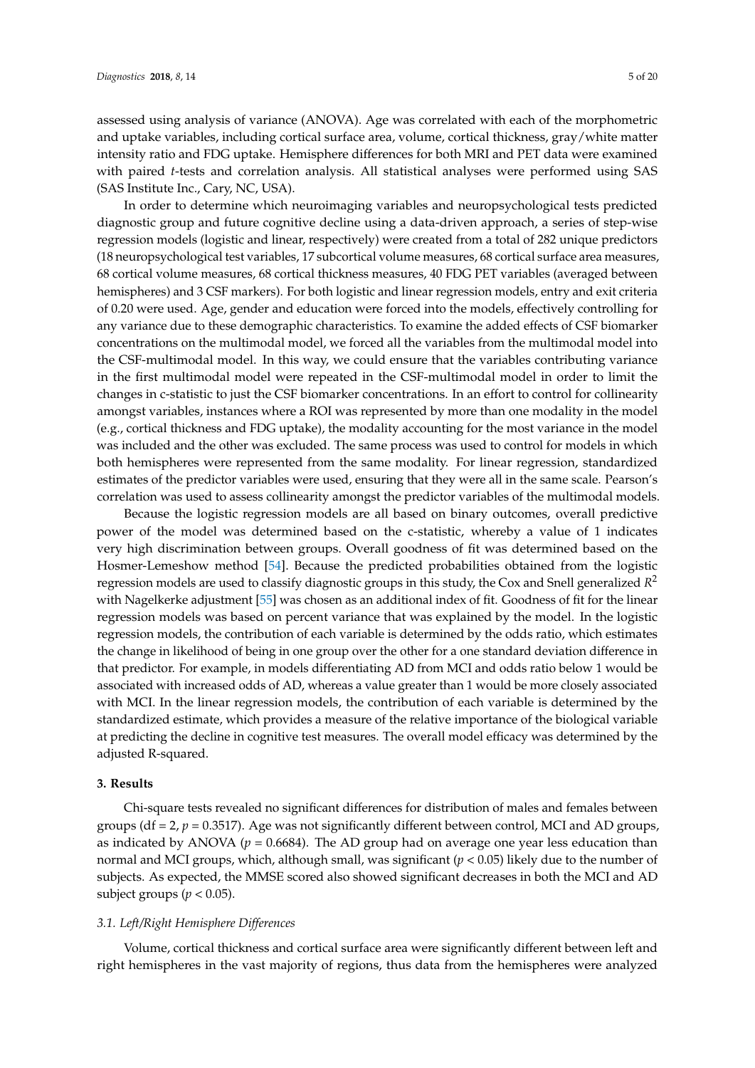assessed using analysis of variance (ANOVA). Age was correlated with each of the morphometric and uptake variables, including cortical surface area, volume, cortical thickness, gray/white matter intensity ratio and FDG uptake. Hemisphere differences for both MRI and PET data were examined with paired *t*-tests and correlation analysis. All statistical analyses were performed using SAS (SAS Institute Inc., Cary, NC, USA).

In order to determine which neuroimaging variables and neuropsychological tests predicted diagnostic group and future cognitive decline using a data-driven approach, a series of step-wise regression models (logistic and linear, respectively) were created from a total of 282 unique predictors (18 neuropsychological test variables, 17 subcortical volume measures, 68 cortical surface area measures, 68 cortical volume measures, 68 cortical thickness measures, 40 FDG PET variables (averaged between hemispheres) and 3 CSF markers). For both logistic and linear regression models, entry and exit criteria of 0.20 were used. Age, gender and education were forced into the models, effectively controlling for any variance due to these demographic characteristics. To examine the added effects of CSF biomarker concentrations on the multimodal model, we forced all the variables from the multimodal model into the CSF-multimodal model. In this way, we could ensure that the variables contributing variance in the first multimodal model were repeated in the CSF-multimodal model in order to limit the changes in c-statistic to just the CSF biomarker concentrations. In an effort to control for collinearity amongst variables, instances where a ROI was represented by more than one modality in the model (e.g., cortical thickness and FDG uptake), the modality accounting for the most variance in the model was included and the other was excluded. The same process was used to control for models in which both hemispheres were represented from the same modality. For linear regression, standardized estimates of the predictor variables were used, ensuring that they were all in the same scale. Pearson's correlation was used to assess collinearity amongst the predictor variables of the multimodal models.

Because the logistic regression models are all based on binary outcomes, overall predictive power of the model was determined based on the c-statistic, whereby a value of 1 indicates very high discrimination between groups. Overall goodness of fit was determined based on the Hosmer-Lemeshow method [54]. Because the predicted probabilities obtained from the logistic regression models are used to classify diagnostic groups in this study, the Cox and Snell generalized $R^2$ with Nagelkerke adjustment [55] was chosen as an additional index of fit. Goodness of fit for the linear regression models was based on percent variance that was explained by the model. In the logistic regression models, the contribution of each variable is determined by the odds ratio, which estimates the change in likelihood of being in one group over the other for a one standard deviation difference in that predictor. For example, in models differentiating AD from MCI and odds ratio below 1 would be associated with increased odds of AD, whereas a value greater than 1 would be more closely associated with MCI. In the linear regression models, the contribution of each variable is determined by the standardized estimate, which provides a measure of the relative importance of the biological variable at predicting the decline in cognitive test measures. The overall model efficacy was determined by the adjusted R-squared.

## 3. Results

Chi-square tests revealed no significant differences for distribution of males and females between groups (df = 2, $p = 0.3517$). Age was not significantly different between control, MCI and AD groups, as indicated by ANOVA ($p = 0.6684$). The AD group had on average one year less education than normal and MCI groups, which, although small, was significant ($p < 0.05$) likely due to the number of subjects. As expected, the MMSE scored also showed significant decreases in both the MCI and AD subject groups ($p < 0.05$).

### 3.1. Left/Right Hemisphere Differences

Volume, cortical thickness and cortical surface area were significantly different between left and right hemispheres in the vast majority of regions, thus data from the hemispheres were analyzed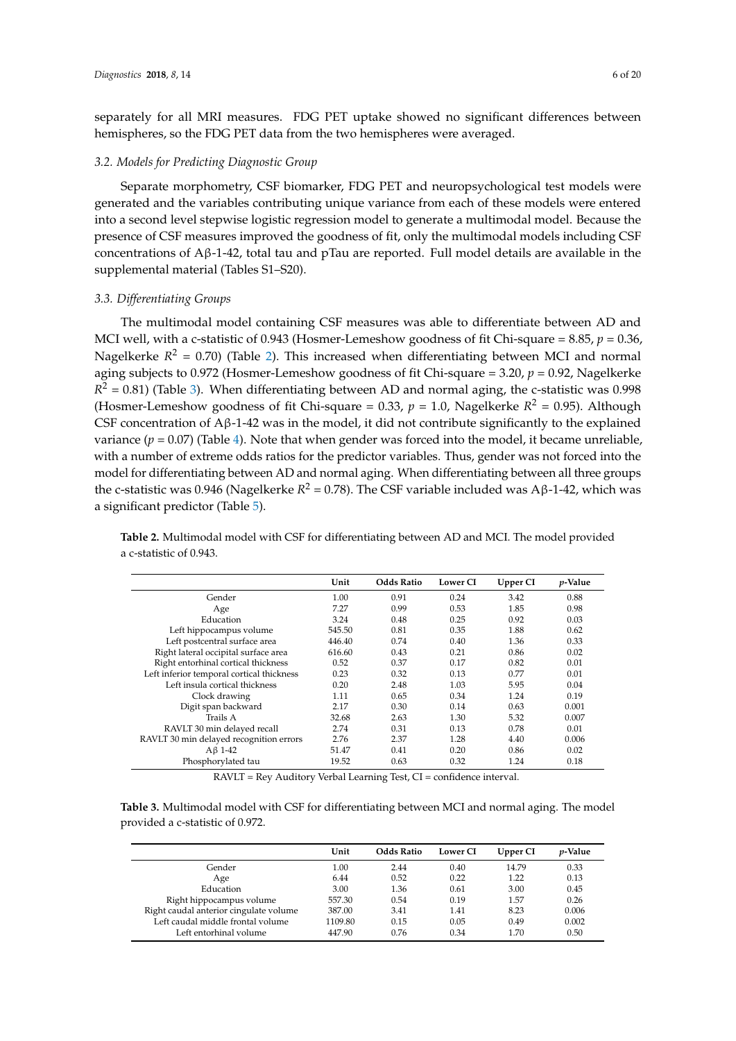separately for all MRI measures. FDG PET uptake showed no significant differences between hemispheres, so the FDG PET data from the two hemispheres were averaged.

### *3.2. Models for Predicting Diagnostic Group*

Separate morphometry, CSF biomarker, FDG PET and neuropsychological test models were generated and the variables contributing unique variance from each of these models were entered into a second level stepwise logistic regression model to generate a multimodal model. Because the presence of CSF measures improved the goodness of fit, only the multimodal models including CSF concentrations of Aβ-1-42, total tau and pTau are reported. Full model details are available in the supplemental material (Tables S1–S20).

### *3.3. Differentiating Groups*

The multimodal model containing CSF measures was able to differentiate between AD and MCI well, with a c-statistic of 0.943 (Hosmer-Lemeshow goodness of fit Chi-square = 8.85, $p = 0.36$, Nagelkerke $R^2 = 0.70$) (Table 2). This increased when differentiating between MCI and normal aging subjects to 0.972 (Hosmer-Lemeshow goodness of fit Chi-square = 3.20, $p = 0.92$, Nagelkerke $R^2 = 0.81$) (Table 3). When differentiating between AD and normal aging, the c-statistic was 0.998 (Hosmer-Lemeshow goodness of fit Chi-square = 0.33, $p = 1.0$, Nagelkerke $R^2 = 0.95$). Although CSF concentration of Aβ-1-42 was in the model, it did not contribute significantly to the explained variance ($p = 0.07$) (Table 4). Note that when gender was forced into the model, it became unreliable, with a number of extreme odds ratios for the predictor variables. Thus, gender was not forced into the model for differentiating between AD and normal aging. When differentiating between all three groups the c-statistic was 0.946 (Nagelkerke $R^2 = 0.78$). The CSF variable included was Aβ-1-42, which was a significant predictor (Table 5).

**Table 2.** Multimodal model with CSF for differentiating between AD and MCI. The model provided a c-statistic of 0.943.

| | Unit | Odds Ratio | Lower CI | Upper CI | *p*-Value |
|---|---|---|---|---|---|
| Gender | 1.00 | 0.91 | 0.24 | 3.42 | 0.88 |
| Age | 7.27 | 0.99 | 0.53 | 1.85 | 0.98 |
| Education | 3.24 | 0.48 | 0.25 | 0.92 | 0.03 |
| Left hippocampus volume | 545.50 | 0.81 | 0.35 | 1.88 | 0.62 |
| Left postcentral surface area | 446.40 | 0.74 | 0.40 | 1.36 | 0.33 |
| Right lateral occipital surface area | 616.60 | 0.43 | 0.21 | 0.86 | 0.02 |
| Right entorhinal cortical thickness | 0.52 | 0.37 | 0.17 | 0.82 | 0.01 |
| Left inferior temporal cortical thickness | 0.23 | 0.32 | 0.13 | 0.77 | 0.01 |
| Left insula cortical thickness | 0.20 | 2.48 | 1.03 | 5.95 | 0.04 |
| Clock drawing | 1.11 | 0.65 | 0.34 | 1.24 | 0.19 |
| Digit span backward | 2.17 | 0.30 | 0.14 | 0.63 | 0.001 |
| Trails A | 32.68 | 2.63 | 1.30 | 5.32 | 0.007 |
| RAVLT 30 min delayed recall | 2.74 | 0.31 | 0.13 | 0.78 | 0.01 |
| RAVLT 30 min delayed recognition errors | 2.76 | 2.37 | 1.28 | 4.40 | 0.006 |
| Aβ 1-42 | 51.47 | 0.41 | 0.20 | 0.86 | 0.02 |
| Phosphorylated tau | 19.52 | 0.63 | 0.32 | 1.24 | 0.18 |

RAVLT = Rey Auditory Verbal Learning Test, CI = confidence interval.

**Table 3.** Multimodal model with CSF for differentiating between MCI and normal aging. The model provided a c-statistic of 0.972.

| | Unit | Odds Ratio | Lower CI | Upper CI | *p*-Value |
|---|---|---|---|---|---|
| Gender | 1.00 | 2.44 | 0.40 | 14.79 | 0.33 |
| Age | 6.44 | 0.52 | 0.22 | 1.22 | 0.13 |
| Education | 3.00 | 1.36 | 0.61 | 3.00 | 0.45 |
| Right hippocampus volume | 557.30 | 0.54 | 0.19 | 1.57 | 0.26 |
| Right caudal anterior cingulate volume | 387.00 | 3.41 | 1.41 | 8.23 | 0.006 |
| Left caudal middle frontal volume | 1109.80 | 0.15 | 0.05 | 0.49 | 0.002 |
| Left entorhinal volume | 447.90 | 0.76 | 0.34 | 1.70 | 0.50 |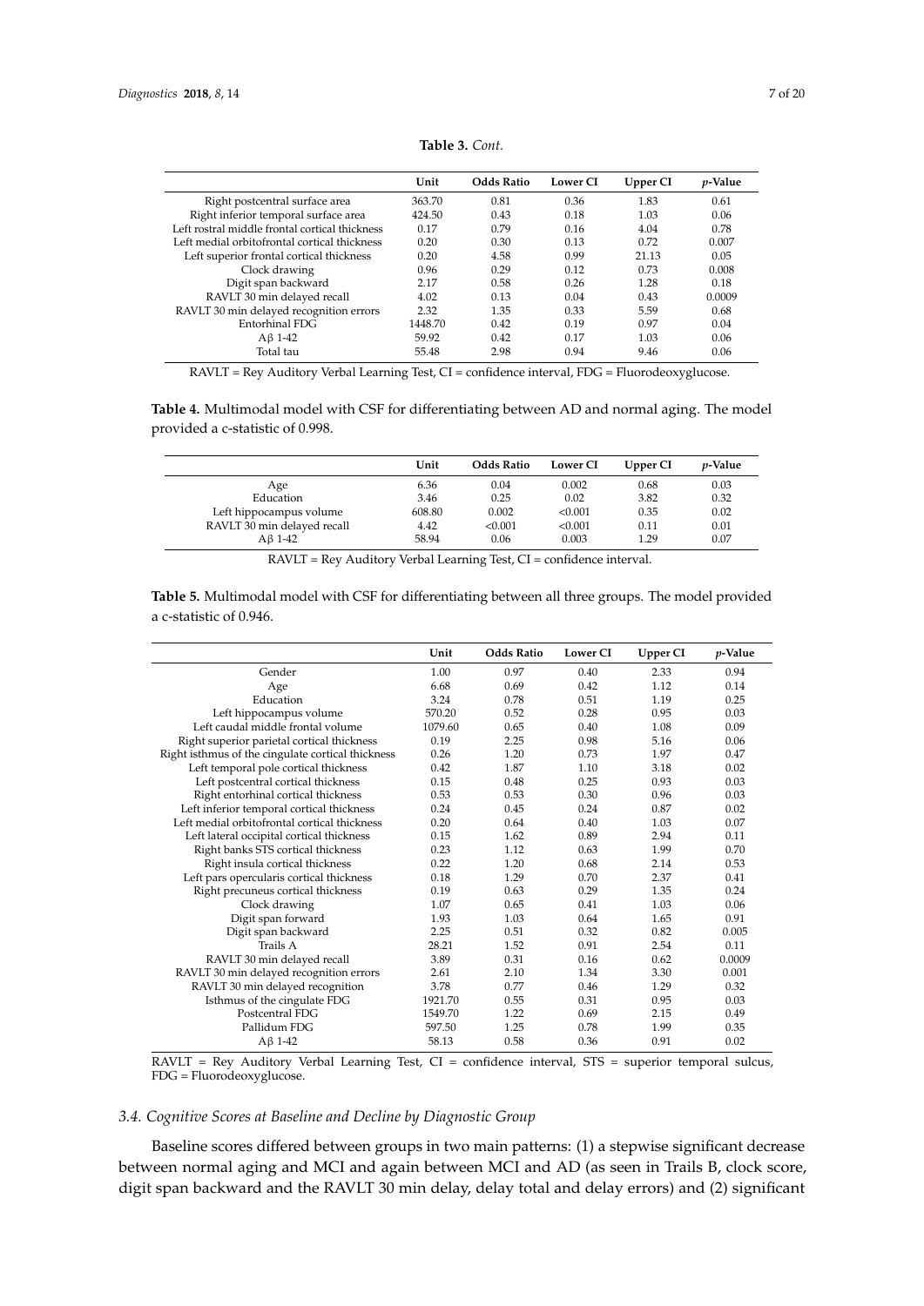**Table 3.** *Cont.*

| | Unit | Odds Ratio | Lower CI | Upper CI | *p*-Value |
|---|---|---|---|---|---|
| Right postcentral surface area | 363.70 | 0.81 | 0.36 | 1.83 | 0.61 |
| Right inferior temporal surface area | 424.50 | 0.43 | 0.18 | 1.03 | 0.06 |
| Left rostral middle frontal cortical thickness | 0.17 | 0.79 | 0.16 | 4.04 | 0.78 |
| Left medial orbitofrontal cortical thickness | 0.20 | 0.30 | 0.13 | 0.72 | 0.007 |
| Left superior frontal cortical thickness | 0.20 | 4.58 | 0.99 | 21.13 | 0.05 |
| Clock drawing | 0.96 | 0.29 | 0.12 | 0.73 | 0.008 |
| Digit span backward | 2.17 | 0.58 | 0.26 | 1.28 | 0.18 |
| RAVLT 30 min delayed recall | 4.02 | 0.13 | 0.04 | 0.43 | 0.0009 |
| RAVLT 30 min delayed recognition errors | 2.32 | 1.35 | 0.33 | 5.59 | 0.68 |
| Entorhinal FDG | 1448.70 | 0.42 | 0.19 | 0.97 | 0.04 |
| Aβ 1-42 | 59.92 | 0.42 | 0.17 | 1.03 | 0.06 |
| Total tau | 55.48 | 2.98 | 0.94 | 9.46 | 0.06 |

RAVLT = Rey Auditory Verbal Learning Test, CI = confidence interval, FDG = Fluorodeoxyglucose.

**Table 4.** Multimodal model with CSF for differentiating between AD and normal aging. The model provided a c-statistic of 0.998.

| | Unit | Odds Ratio | Lower CI | Upper CI | *p*-Value |
|---|---|---|---|---|---|
| Age | 6.36 | 0.04 | 0.002 | 0.68 | 0.03 |
| Education | 3.46 | 0.25 | 0.02 | 3.82 | 0.32 |
| Left hippocampus volume | 608.80 | 0.002 | <0.001 | 0.35 | 0.02 |
| RAVLT 30 min delayed recall | 4.42 | <0.001 | <0.001 | 0.11 | 0.01 |
| Aβ 1-42 | 58.94 | 0.06 | 0.003 | 1.29 | 0.07 |

RAVLT = Rey Auditory Verbal Learning Test, CI = confidence interval.

**Table 5.** Multimodal model with CSF for differentiating between all three groups. The model provided a c-statistic of 0.946.

| | Unit | Odds Ratio | Lower CI | Upper CI | *p*-Value |
|---|---|---|---|---|---|
| Gender | 1.00 | 0.97 | 0.40 | 2.33 | 0.94 |
| Age | 6.68 | 0.69 | 0.42 | 1.12 | 0.14 |
| Education | 3.24 | 0.78 | 0.51 | 1.19 | 0.25 |
| Left hippocampus volume | 570.20 | 0.52 | 0.28 | 0.95 | 0.03 |
| Left caudal middle frontal volume | 1079.60 | 0.65 | 0.40 | 1.08 | 0.09 |
| Right superior parietal cortical thickness | 0.19 | 2.25 | 0.98 | 5.16 | 0.06 |
| Right isthmus of the cingulate cortical thickness | 0.26 | 1.20 | 0.73 | 1.97 | 0.47 |
| Left temporal pole cortical thickness | 0.42 | 1.87 | 1.10 | 3.18 | 0.02 |
| Left postcentral cortical thickness | 0.15 | 0.48 | 0.25 | 0.93 | 0.03 |
| Right entorhinal cortical thickness | 0.53 | 0.53 | 0.30 | 0.96 | 0.03 |
| Left inferior temporal cortical thickness | 0.24 | 0.45 | 0.24 | 0.87 | 0.02 |
| Left medial orbitofrontal cortical thickness | 0.20 | 0.64 | 0.40 | 1.03 | 0.07 |
| Left lateral occipital cortical thickness | 0.15 | 1.62 | 0.89 | 2.94 | 0.11 |
| Right banks STS cortical thickness | 0.23 | 1.12 | 0.63 | 1.99 | 0.70 |
| Right insula cortical thickness | 0.22 | 1.20 | 0.68 | 2.14 | 0.53 |
| Left pars opercularis cortical thickness | 0.18 | 1.29 | 0.70 | 2.37 | 0.41 |
| Right precuneus cortical thickness | 0.19 | 0.63 | 0.29 | 1.35 | 0.24 |
| Clock drawing | 1.07 | 0.65 | 0.41 | 1.03 | 0.06 |
| Digit span forward | 1.93 | 1.03 | 0.64 | 1.65 | 0.91 |
| Digit span backward | 2.25 | 0.51 | 0.32 | 0.82 | 0.005 |
| Trails A | 28.21 | 1.52 | 0.91 | 2.54 | 0.11 |
| RAVLT 30 min delayed recall | 3.89 | 0.31 | 0.16 | 0.62 | 0.0009 |
| RAVLT 30 min delayed recognition errors | 2.61 | 2.10 | 1.34 | 3.30 | 0.001 |
| RAVLT 30 min delayed recognition | 3.78 | 0.77 | 0.46 | 1.29 | 0.32 |
| Isthmus of the cingulate FDG | 1921.70 | 0.55 | 0.31 | 0.95 | 0.03 |
| Postcentral FDG | 1549.70 | 1.22 | 0.69 | 2.15 | 0.49 |
| Pallidum FDG | 597.50 | 1.25 | 0.78 | 1.99 | 0.35 |
| Aβ 1-42 | 58.13 | 0.58 | 0.36 | 0.91 | 0.02 |

RAVLT = Rey Auditory Verbal Learning Test, CI = confidence interval, STS = superior temporal sulcus, FDG = Fluorodeoxyglucose.

### *3.4. Cognitive Scores at Baseline and Decline by Diagnostic Group*

Baseline scores differed between groups in two main patterns: (1) a stepwise significant decrease between normal aging and MCI and again between MCI and AD (as seen in Trails B, clock score, digit span backward and the RAVLT 30 min delay, delay total and delay errors) and (2) significant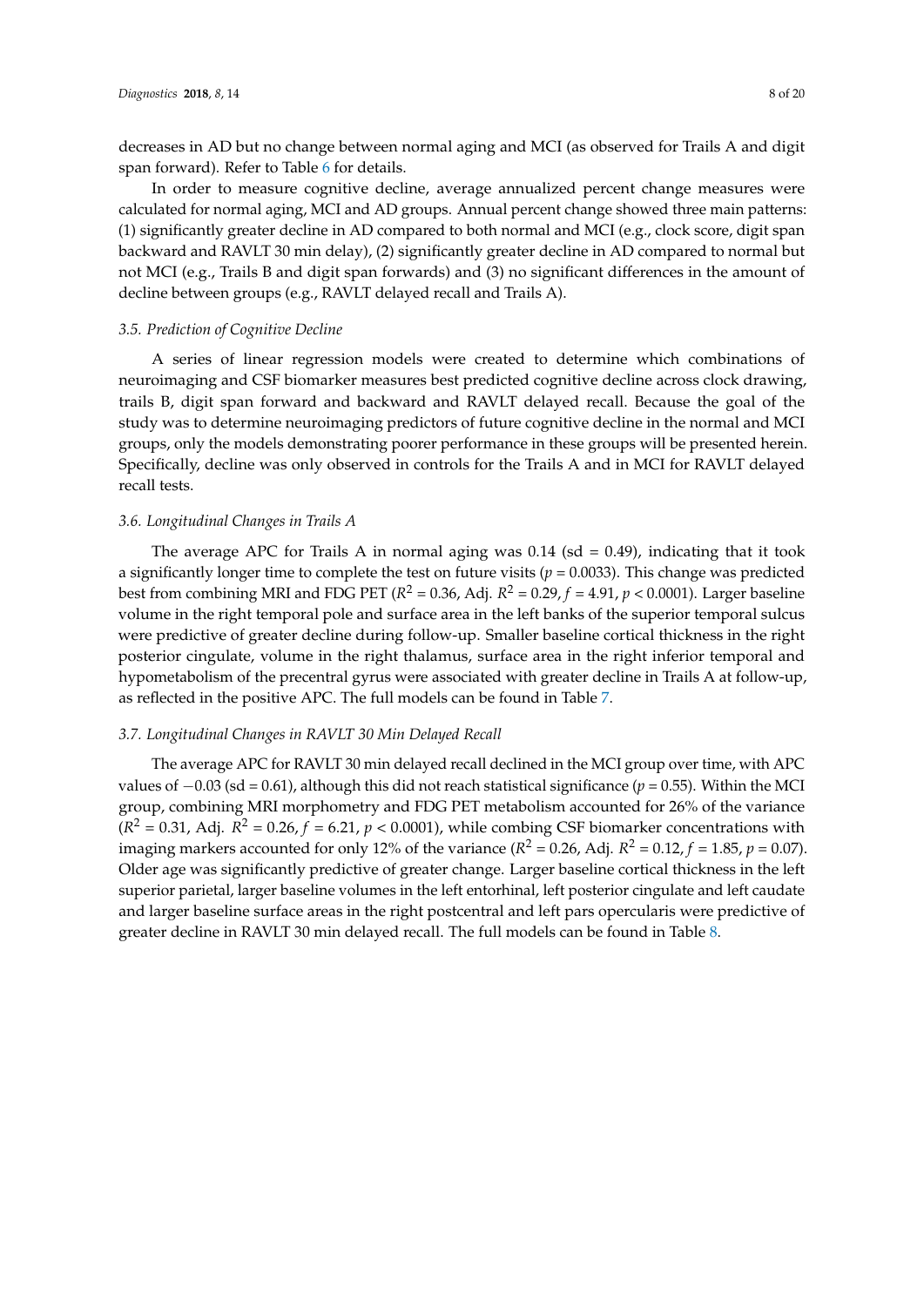decreases in AD but no change between normal aging and MCI (as observed for Trails A and digit span forward). Refer to Table 6 for details.

In order to measure cognitive decline, average annualized percent change measures were calculated for normal aging, MCI and AD groups. Annual percent change showed three main patterns: (1) significantly greater decline in AD compared to both normal and MCI (e.g., clock score, digit span backward and RAVLT 30 min delay), (2) significantly greater decline in AD compared to normal but not MCI (e.g., Trails B and digit span forwards) and (3) no significant differences in the amount of decline between groups (e.g., RAVLT delayed recall and Trails A).

### *3.5. Prediction of Cognitive Decline*

A series of linear regression models were created to determine which combinations of neuroimaging and CSF biomarker measures best predicted cognitive decline across clock drawing, trails B, digit span forward and backward and RAVLT delayed recall. Because the goal of the study was to determine neuroimaging predictors of future cognitive decline in the normal and MCI groups, only the models demonstrating poorer performance in these groups will be presented herein. Specifically, decline was only observed in controls for the Trails A and in MCI for RAVLT delayed recall tests.

### *3.6. Longitudinal Changes in Trails A*

The average APC for Trails A in normal aging was 0.14 (sd = 0.49), indicating that it took a significantly longer time to complete the test on future visits ($p = 0.0033$). This change was predicted best from combining MRI and FDG PET ($R^2 = 0.36$, Adj. $R^2 = 0.29$, $f = 4.91$, $p < 0.0001$). Larger baseline volume in the right temporal pole and surface area in the left banks of the superior temporal sulcus were predictive of greater decline during follow-up. Smaller baseline cortical thickness in the right posterior cingulate, volume in the right thalamus, surface area in the right inferior temporal and hypometabolism of the precentral gyrus were associated with greater decline in Trails A at follow-up, as reflected in the positive APC. The full models can be found in Table 7.

### *3.7. Longitudinal Changes in RAVLT 30 Min Delayed Recall*

The average APC for RAVLT 30 min delayed recall declined in the MCI group over time, with APC values of −0.03 (sd = 0.61), although this did not reach statistical significance ($p = 0.55$). Within the MCI group, combining MRI morphometry and FDG PET metabolism accounted for 26% of the variance ($R^2 = 0.31$, Adj. $R^2 = 0.26$, $f = 6.21$, $p < 0.0001$), while combing CSF biomarker concentrations with imaging markers accounted for only 12% of the variance ($R^2 = 0.26$, Adj. $R^2 = 0.12$, $f = 1.85$, $p = 0.07$). Older age was significantly predictive of greater change. Larger baseline cortical thickness in the left superior parietal, larger baseline volumes in the left entorhinal, left posterior cingulate and left caudate and larger baseline surface areas in the right postcentral and left pars opercularis were predictive of greater decline in RAVLT 30 min delayed recall. The full models can be found in Table 8.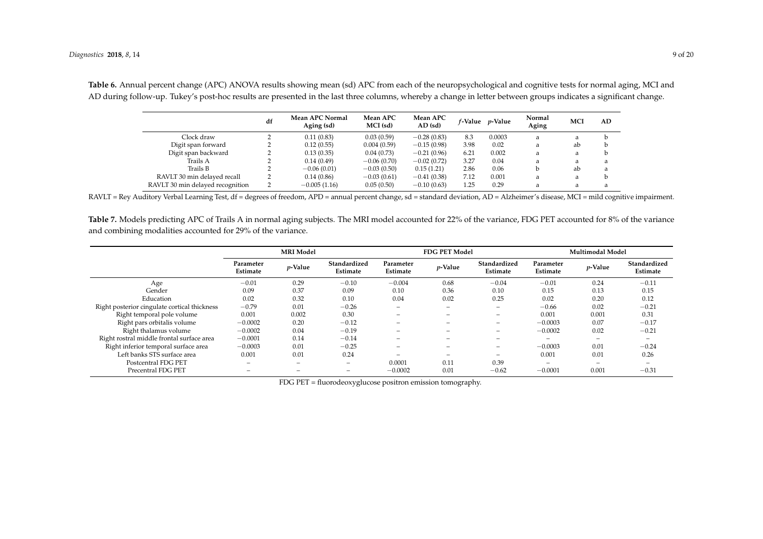**Table 6.** Annual percent change (APC) ANOVA results showing mean (sd) APC from each of the neuropsychological and cognitive tests for normal aging, MCI and AD during follow-up. Tukey's post-hoc results are presented in the last three columns, whereby a change in letter between groups indicates a significant change.

| | df | Mean APC Normal Aging (sd) | Mean APC MCI (sd) | Mean APC AD (sd) | *f*-Value | *p*-Value | Normal Aging | MCI | AD |
|---|---|---|---|---|---|---|---|---|---|
| Clock draw | 2 | 0.11 (0.83) | 0.03 (0.59) | −0.28 (0.83) | 8.3 | 0.0003 | a | a | b |
| Digit span forward | 2 | 0.12 (0.55) | 0.004 (0.59) | −0.15 (0.98) | 3.98 | 0.02 | a | ab | b |
| Digit span backward | 2 | 0.13 (0.35) | 0.04 (0.73) | −0.21 (0.96) | 6.21 | 0.002 | a | a | b |
| Trails A | 2 | 0.14 (0.49) | −0.06 (0.70) | −0.02 (0.72) | 3.27 | 0.04 | a | a | a |
| Trails B | 2 | −0.06 (0.01) | −0.03 (0.50) | 0.15 (1.21) | 2.86 | 0.06 | b | ab | a |
| RAVLT 30 min delayed recall | 2 | 0.14 (0.86) | −0.03 (0.61) | −0.41 (0.38) | 7.12 | 0.001 | a | a | b |
| RAVLT 30 min delayed recognition | 2 | −0.005 (1.16) | 0.05 (0.50) | −0.10 (0.63) | 1.25 | 0.29 | a | a | a |

RAVLT = Rey Auditory Verbal Learning Test, df = degrees of freedom, APD = annual percent change, sd = standard deviation, AD = Alzheimer's disease, MCI = mild cognitive impairment.

**Table 7.** Models predicting APC of Trails A in normal aging subjects. The MRI model accounted for 22% of the variance, FDG PET accounted for 8% of the variance and combining modalities accounted for 29% of the variance.

| | MRI Model | | | FDG PET Model | | | Multimodal Model | | |
|---|---|---|---|---|---|---|---|---|---|
| | Parameter Estimate | *p*-Value | Standardized Estimate | Parameter Estimate | *p*-Value | Standardized Estimate | Parameter Estimate | *p*-Value | Standardized Estimate |
| Age | −0.01 | 0.29 | −0.10 | −0.004 | 0.68 | −0.04 | −0.01 | 0.24 | −0.11 |
| Gender | 0.09 | 0.37 | 0.09 | 0.10 | 0.36 | 0.10 | 0.15 | 0.13 | 0.15 |
| Education | 0.02 | 0.32 | 0.10 | 0.04 | 0.02 | 0.25 | 0.02 | 0.20 | 0.12 |
| Right posterior cingulate cortical thickness | −0.79 | 0.01 | −0.26 | − | − | − | −0.66 | 0.02 | −0.21 |
| Right temporal pole volume | 0.001 | 0.002 | 0.30 | − | − | − | 0.001 | 0.001 | 0.31 |
| Right pars orbitalis volume | −0.0002 | 0.20 | −0.12 | − | − | − | −0.0003 | 0.07 | −0.17 |
| Right thalamus volume | −0.0002 | 0.04 | −0.19 | − | − | − | −0.0002 | 0.02 | −0.21 |
| Right rostral middle frontal surface area | −0.0001 | 0.14 | −0.14 | − | − | − | − | − | − |
| Right inferior temporal surface area | −0.0003 | 0.01 | −0.25 | − | − | − | −0.0003 | 0.01 | −0.24 |
| Left banks STS surface area | 0.001 | 0.01 | 0.24 | − | − | − | 0.001 | 0.01 | 0.26 |
| Postcentral FDG PET | − | − | − | 0.0001 | 0.11 | 0.39 | − | − | − |
| Precentral FDG PET | − | − | − | −0.0002 | 0.01 | −0.62 | −0.0001 | 0.001 | −0.31 |

FDG PET = fluorodeoxyglucose positron emission tomography.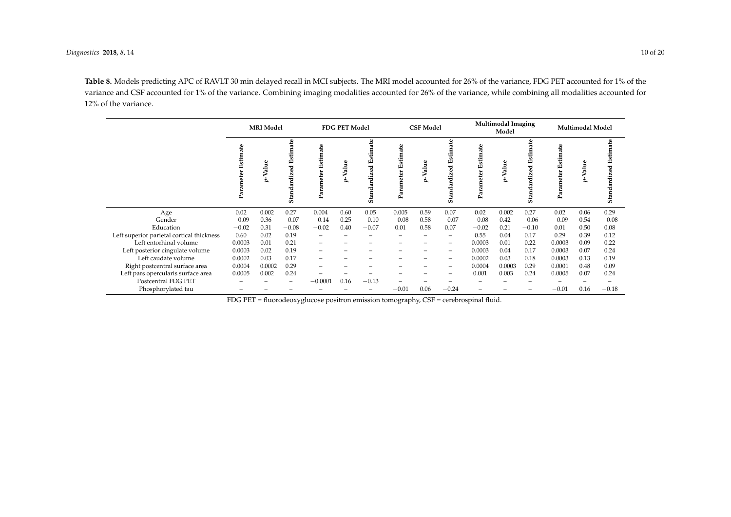**Table 8.** Models predicting APC of RAVLT 30 min delayed recall in MCI subjects. The MRI model accounted for 26% of the variance, FDG PET accounted for 1% of the variance and CSF accounted for 1% of the variance. Combining imaging modalities accounted for 26% of the variance, while combining all modalities accounted for 12% of the variance.

| | MRI Model | | | FDG PET Model | | | CSF Model | | | Multimodal Imaging Model | | | Multimodal Model | | |
|---|---|---|---|---|---|---|---|---|---|---|---|---|---|---|---|
| | Parameter Estimate | *p*-Value | Standardized Estimate | Parameter Estimate | *p*-Value | Standardized Estimate | Parameter Estimate | *p*-Value | Standardized Estimate | Parameter Estimate | *p*-Value | Standardized Estimate | Parameter Estimate | *p*-Value | Standardized Estimate |
| Age | 0.02 | 0.002 | 0.27 | 0.004 | 0.60 | 0.05 | 0.005 | 0.59 | 0.07 | 0.02 | 0.002 | 0.27 | 0.02 | 0.06 | 0.29 |
| Gender | −0.09 | 0.36 | −0.07 | −0.14 | 0.25 | −0.10 | −0.08 | 0.58 | −0.07 | −0.08 | 0.42 | −0.06 | −0.09 | 0.54 | −0.08 |
| Education | −0.02 | 0.31 | −0.08 | −0.02 | 0.40 | −0.07 | 0.01 | 0.58 | 0.07 | −0.02 | 0.21 | −0.10 | 0.01 | 0.50 | 0.08 |
| Left superior parietal cortical thickness | 0.60 | 0.02 | 0.19 | − | − | − | − | − | − | 0.55 | 0.04 | 0.17 | 0.29 | 0.39 | 0.12 |
| Left entorhinal volume | 0.0003 | 0.01 | 0.21 | − | − | − | − | − | − | 0.0003 | 0.01 | 0.22 | 0.0003 | 0.09 | 0.22 |
| Left posterior cingulate volume | 0.0003 | 0.02 | 0.19 | − | − | − | − | − | − | 0.0003 | 0.04 | 0.17 | 0.0003 | 0.07 | 0.24 |
| Left caudate volume | 0.0002 | 0.03 | 0.17 | − | − | − | − | − | − | 0.0002 | 0.03 | 0.18 | 0.0003 | 0.13 | 0.19 |
| Right postcentral surface area | 0.0004 | 0.0002 | 0.29 | − | − | − | − | − | − | 0.0004 | 0.0003 | 0.29 | 0.0001 | 0.48 | 0.09 |
| Left pars opercularis surface area | 0.0005 | 0.002 | 0.24 | − | − | − | − | − | − | 0.001 | 0.003 | 0.24 | 0.0005 | 0.07 | 0.24 |
| Postcentral FDG PET | − | − | − | −0.0001 | 0.16 | −0.13 | − | − | − | − | − | − | − | − | − |
| Phosphorylated tau | − | − | − | − | − | − | −0.01 | 0.06 | −0.24 | − | − | − | −0.01 | 0.16 | −0.18 |

FDG PET = fluorodeoxyglucose positron emission tomography, CSF = cerebrospinal fluid.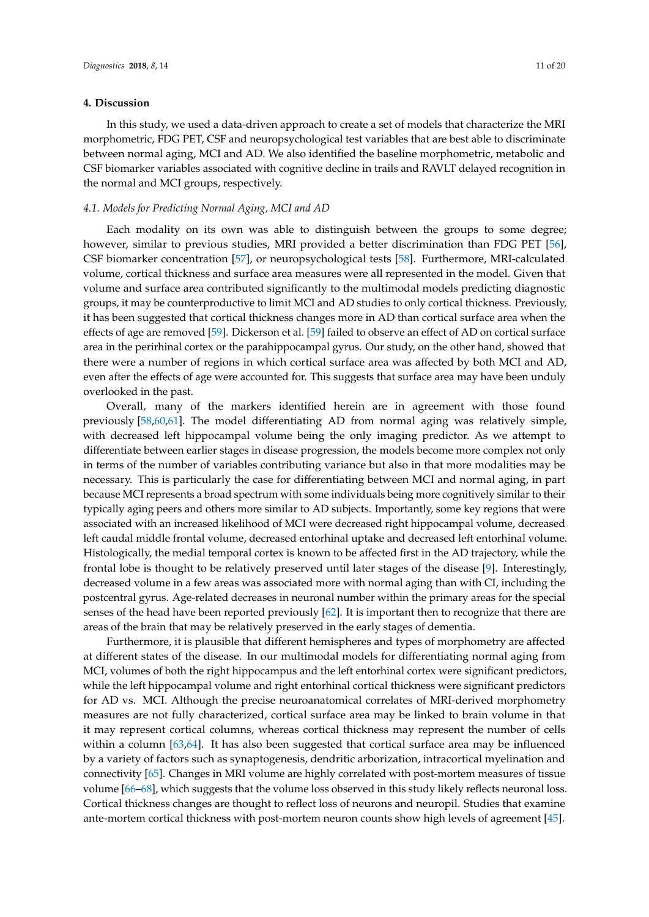## 4. Discussion

In this study, we used a data-driven approach to create a set of models that characterize the MRI morphometric, FDG PET, CSF and neuropsychological test variables that are best able to discriminate between normal aging, MCI and AD. We also identified the baseline morphometric, metabolic and CSF biomarker variables associated with cognitive decline in trails and RAVLT delayed recognition in the normal and MCI groups, respectively.

### 4.1. Models for Predicting Normal Aging, MCI and AD

Each modality on its own was able to distinguish between the groups to some degree; however, similar to previous studies, MRI provided a better discrimination than FDG PET [56], CSF biomarker concentration [57], or neuropsychological tests [58]. Furthermore, MRI-calculated volume, cortical thickness and surface area measures were all represented in the model. Given that volume and surface area contributed significantly to the multimodal models predicting diagnostic groups, it may be counterproductive to limit MCI and AD studies to only cortical thickness. Previously, it has been suggested that cortical thickness changes more in AD than cortical surface area when the effects of age are removed [59]. Dickerson et al. [59] failed to observe an effect of AD on cortical surface area in the perirhinal cortex or the parahippocampal gyrus. Our study, on the other hand, showed that there were a number of regions in which cortical surface area was affected by both MCI and AD, even after the effects of age were accounted for. This suggests that surface area may have been unduly overlooked in the past.

Overall, many of the markers identified herein are in agreement with those found previously [58,60,61]. The model differentiating AD from normal aging was relatively simple, with decreased left hippocampal volume being the only imaging predictor. As we attempt to differentiate between earlier stages in disease progression, the models become more complex not only in terms of the number of variables contributing variance but also in that more modalities may be necessary. This is particularly the case for differentiating between MCI and normal aging, in part because MCI represents a broad spectrum with some individuals being more cognitively similar to their typically aging peers and others more similar to AD subjects. Importantly, some key regions that were associated with an increased likelihood of MCI were decreased right hippocampal volume, decreased left caudal middle frontal volume, decreased entorhinal uptake and decreased left entorhinal volume. Histologically, the medial temporal cortex is known to be affected first in the AD trajectory, while the frontal lobe is thought to be relatively preserved until later stages of the disease [9]. Interestingly, decreased volume in a few areas was associated more with normal aging than with CI, including the postcentral gyrus. Age-related decreases in neuronal number within the primary areas for the special senses of the head have been reported previously [62]. It is important then to recognize that there are areas of the brain that may be relatively preserved in the early stages of dementia.

Furthermore, it is plausible that different hemispheres and types of morphometry are affected at different states of the disease. In our multimodal models for differentiating normal aging from MCI, volumes of both the right hippocampus and the left entorhinal cortex were significant predictors, while the left hippocampal volume and right entorhinal cortical thickness were significant predictors for AD vs. MCI. Although the precise neuroanatomical correlates of MRI-derived morphometry measures are not fully characterized, cortical surface area may be linked to brain volume in that it may represent cortical columns, whereas cortical thickness may represent the number of cells within a column [63,64]. It has also been suggested that cortical surface area may be influenced by a variety of factors such as synaptogenesis, dendritic arborization, intracortical myelination and connectivity [65]. Changes in MRI volume are highly correlated with post-mortem measures of tissue volume [66–68], which suggests that the volume loss observed in this study likely reflects neuronal loss. Cortical thickness changes are thought to reflect loss of neurons and neuropil. Studies that examine ante-mortem cortical thickness with post-mortem neuron counts show high levels of agreement [45].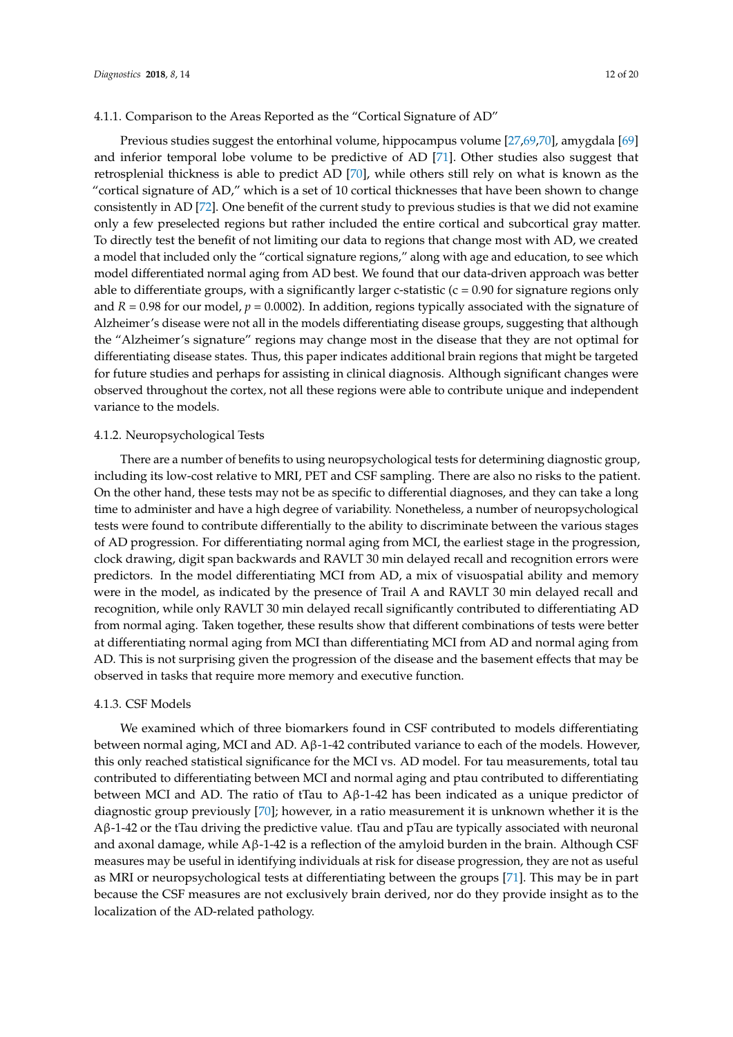#### 4.1.1. Comparison to the Areas Reported as the "Cortical Signature of AD"

Previous studies suggest the entorhinal volume, hippocampus volume [27,69,70], amygdala [69] and inferior temporal lobe volume to be predictive of AD [71]. Other studies also suggest that retrosplenial thickness is able to predict AD [70], while others still rely on what is known as the "cortical signature of AD," which is a set of 10 cortical thicknesses that have been shown to change consistently in AD [72]. One benefit of the current study to previous studies is that we did not examine only a few preselected regions but rather included the entire cortical and subcortical gray matter. To directly test the benefit of not limiting our data to regions that change most with AD, we created a model that included only the "cortical signature regions," along with age and education, to see which model differentiated normal aging from AD best. We found that our data-driven approach was better able to differentiate groups, with a significantly larger c-statistic ($c = 0.90$ for signature regions only and $R = 0.98$ for our model, $p = 0.0002$). In addition, regions typically associated with the signature of Alzheimer's disease were not all in the models differentiating disease groups, suggesting that although the "Alzheimer's signature" regions may change most in the disease that they are not optimal for differentiating disease states. Thus, this paper indicates additional brain regions that might be targeted for future studies and perhaps for assisting in clinical diagnosis. Although significant changes were observed throughout the cortex, not all these regions were able to contribute unique and independent variance to the models.

#### 4.1.2. Neuropsychological Tests

There are a number of benefits to using neuropsychological tests for determining diagnostic group, including its low-cost relative to MRI, PET and CSF sampling. There are also no risks to the patient. On the other hand, these tests may not be as specific to differential diagnoses, and they can take a long time to administer and have a high degree of variability. Nonetheless, a number of neuropsychological tests were found to contribute differentially to the ability to discriminate between the various stages of AD progression. For differentiating normal aging from MCI, the earliest stage in the progression, clock drawing, digit span backwards and RAVLT 30 min delayed recall and recognition errors were predictors. In the model differentiating MCI from AD, a mix of visuospatial ability and memory were in the model, as indicated by the presence of Trail A and RAVLT 30 min delayed recall and recognition, while only RAVLT 30 min delayed recall significantly contributed to differentiating AD from normal aging. Taken together, these results show that different combinations of tests were better at differentiating normal aging from MCI than differentiating MCI from AD and normal aging from AD. This is not surprising given the progression of the disease and the basement effects that may be observed in tasks that require more memory and executive function.

#### 4.1.3. CSF Models

We examined which of three biomarkers found in CSF contributed to models differentiating between normal aging, MCI and AD. Aβ-1-42 contributed variance to each of the models. However, this only reached statistical significance for the MCI vs. AD model. For tau measurements, total tau contributed to differentiating between MCI and normal aging and ptau contributed to differentiating between MCI and AD. The ratio of tTau to Aβ-1-42 has been indicated as a unique predictor of diagnostic group previously [70]; however, in a ratio measurement it is unknown whether it is the Aβ-1-42 or the tTau driving the predictive value. tTau and pTau are typically associated with neuronal and axonal damage, while Aβ-1-42 is a reflection of the amyloid burden in the brain. Although CSF measures may be useful in identifying individuals at risk for disease progression, they are not as useful as MRI or neuropsychological tests at differentiating between the groups [71]. This may be in part because the CSF measures are not exclusively brain derived, nor do they provide insight as to the localization of the AD-related pathology.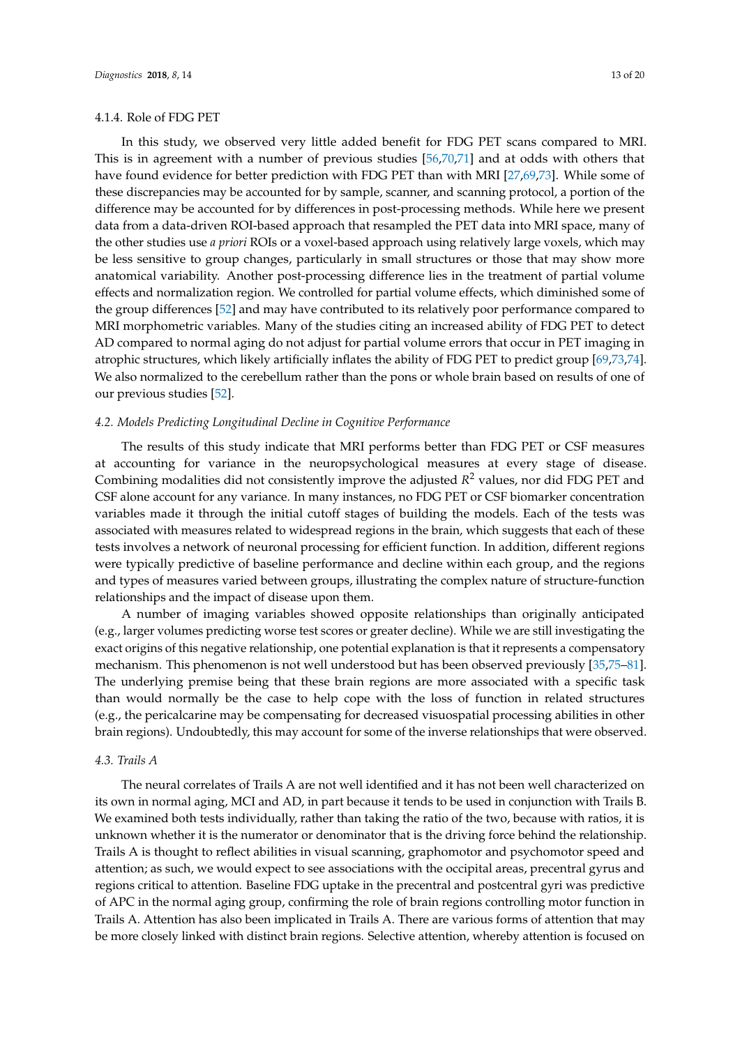#### 4.1.4. Role of FDG PET

In this study, we observed very little added benefit for FDG PET scans compared to MRI. This is in agreement with a number of previous studies [56,70,71] and at odds with others that have found evidence for better prediction with FDG PET than with MRI [27,69,73]. While some of these discrepancies may be accounted for by sample, scanner, and scanning protocol, a portion of the difference may be accounted for by differences in post-processing methods. While here we present data from a data-driven ROI-based approach that resampled the PET data into MRI space, many of the other studies use *a priori* ROIs or a voxel-based approach using relatively large voxels, which may be less sensitive to group changes, particularly in small structures or those that may show more anatomical variability. Another post-processing difference lies in the treatment of partial volume effects and normalization region. We controlled for partial volume effects, which diminished some of the group differences [52] and may have contributed to its relatively poor performance compared to MRI morphometric variables. Many of the studies citing an increased ability of FDG PET to detect AD compared to normal aging do not adjust for partial volume errors that occur in PET imaging in atrophic structures, which likely artificially inflates the ability of FDG PET to predict group [69,73,74]. We also normalized to the cerebellum rather than the pons or whole brain based on results of one of our previous studies [52].

### 4.2. Models Predicting Longitudinal Decline in Cognitive Performance

The results of this study indicate that MRI performs better than FDG PET or CSF measures at accounting for variance in the neuropsychological measures at every stage of disease. Combining modalities did not consistently improve the adjusted $R^2$ values, nor did FDG PET and CSF alone account for any variance. In many instances, no FDG PET or CSF biomarker concentration variables made it through the initial cutoff stages of building the models. Each of the tests was associated with measures related to widespread regions in the brain, which suggests that each of these tests involves a network of neuronal processing for efficient function. In addition, different regions were typically predictive of baseline performance and decline within each group, and the regions and types of measures varied between groups, illustrating the complex nature of structure-function relationships and the impact of disease upon them.

A number of imaging variables showed opposite relationships than originally anticipated (e.g., larger volumes predicting worse test scores or greater decline). While we are still investigating the exact origins of this negative relationship, one potential explanation is that it represents a compensatory mechanism. This phenomenon is not well understood but has been observed previously [35,75–81]. The underlying premise being that these brain regions are more associated with a specific task than would normally be the case to help cope with the loss of function in related structures (e.g., the pericalcarine may be compensating for decreased visuospatial processing abilities in other brain regions). Undoubtedly, this may account for some of the inverse relationships that were observed.

### 4.3. Trails A

The neural correlates of Trails A are not well identified and it has not been well characterized on its own in normal aging, MCI and AD, in part because it tends to be used in conjunction with Trails B. We examined both tests individually, rather than taking the ratio of the two, because with ratios, it is unknown whether it is the numerator or denominator that is the driving force behind the relationship. Trails A is thought to reflect abilities in visual scanning, graphomotor and psychomotor speed and attention; as such, we would expect to see associations with the occipital areas, precentral gyrus and regions critical to attention. Baseline FDG uptake in the precentral and postcentral gyri was predictive of APC in the normal aging group, confirming the role of brain regions controlling motor function in Trails A. Attention has also been implicated in Trails A. There are various forms of attention that may be more closely linked with distinct brain regions. Selective attention, whereby attention is focused on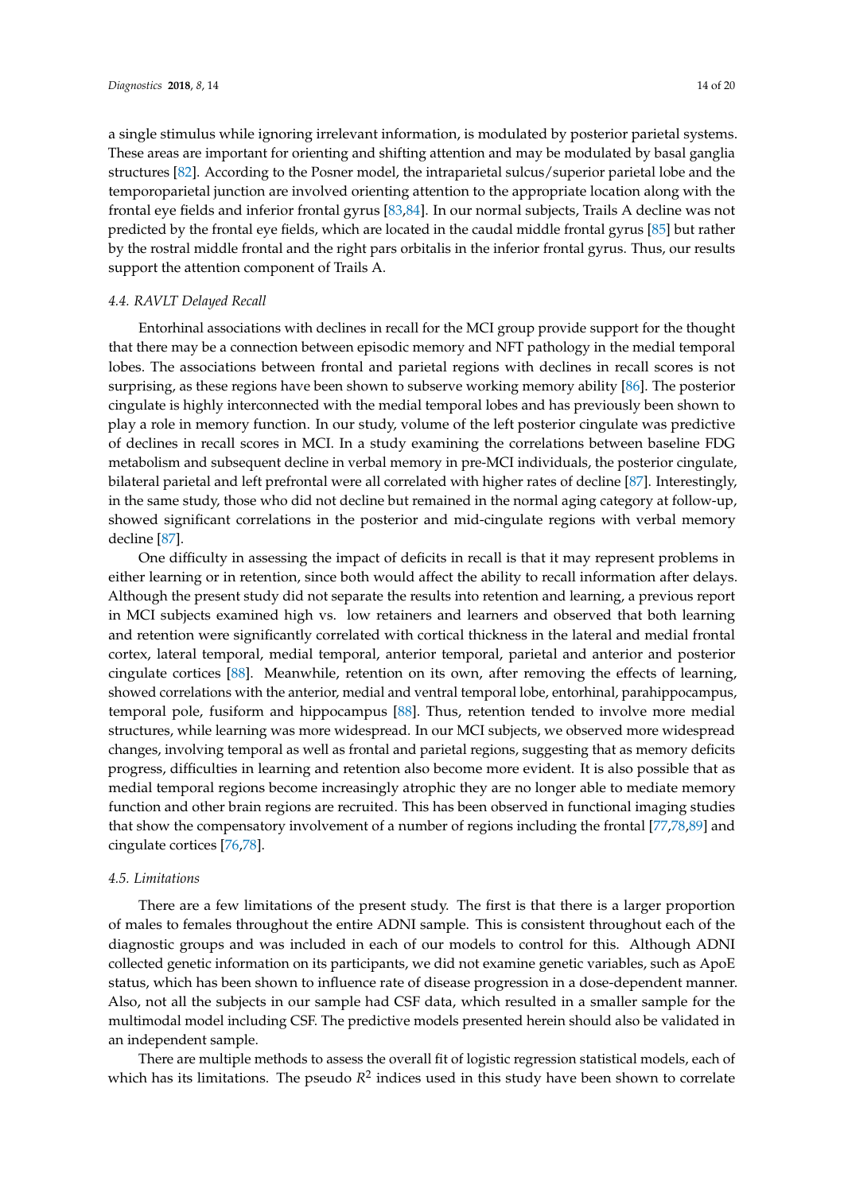a single stimulus while ignoring irrelevant information, is modulated by posterior parietal systems. These areas are important for orienting and shifting attention and may be modulated by basal ganglia structures [82]. According to the Posner model, the intraparietal sulcus/superior parietal lobe and the temporoparietal junction are involved orienting attention to the appropriate location along with the frontal eye fields and inferior frontal gyrus [83,84]. In our normal subjects, Trails A decline was not predicted by the frontal eye fields, which are located in the caudal middle frontal gyrus [85] but rather by the rostral middle frontal and the right pars orbitalis in the inferior frontal gyrus. Thus, our results support the attention component of Trails A.

### *4.4. RAVLT Delayed Recall*

Entorhinal associations with declines in recall for the MCI group provide support for the thought that there may be a connection between episodic memory and NFT pathology in the medial temporal lobes. The associations between frontal and parietal regions with declines in recall scores is not surprising, as these regions have been shown to subserve working memory ability [86]. The posterior cingulate is highly interconnected with the medial temporal lobes and has previously been shown to play a role in memory function. In our study, volume of the left posterior cingulate was predictive of declines in recall scores in MCI. In a study examining the correlations between baseline FDG metabolism and subsequent decline in verbal memory in pre-MCI individuals, the posterior cingulate, bilateral parietal and left prefrontal were all correlated with higher rates of decline [87]. Interestingly, in the same study, those who did not decline but remained in the normal aging category at follow-up, showed significant correlations in the posterior and mid-cingulate regions with verbal memory decline [87].

One difficulty in assessing the impact of deficits in recall is that it may represent problems in either learning or in retention, since both would affect the ability to recall information after delays. Although the present study did not separate the results into retention and learning, a previous report in MCI subjects examined high vs. low retainers and learners and observed that both learning and retention were significantly correlated with cortical thickness in the lateral and medial frontal cortex, lateral temporal, medial temporal, anterior temporal, parietal and anterior and posterior cingulate cortices [88]. Meanwhile, retention on its own, after removing the effects of learning, showed correlations with the anterior, medial and ventral temporal lobe, entorhinal, parahippocampus, temporal pole, fusiform and hippocampus [88]. Thus, retention tended to involve more medial structures, while learning was more widespread. In our MCI subjects, we observed more widespread changes, involving temporal as well as frontal and parietal regions, suggesting that as memory deficits progress, difficulties in learning and retention also become more evident. It is also possible that as medial temporal regions become increasingly atrophic they are no longer able to mediate memory function and other brain regions are recruited. This has been observed in functional imaging studies that show the compensatory involvement of a number of regions including the frontal [77,78,89] and cingulate cortices [76,78].

### *4.5. Limitations*

There are a few limitations of the present study. The first is that there is a larger proportion of males to females throughout the entire ADNI sample. This is consistent throughout each of the diagnostic groups and was included in each of our models to control for this. Although ADNI collected genetic information on its participants, we did not examine genetic variables, such as ApoE status, which has been shown to influence rate of disease progression in a dose-dependent manner. Also, not all the subjects in our sample had CSF data, which resulted in a smaller sample for the multimodal model including CSF. The predictive models presented herein should also be validated in an independent sample.

There are multiple methods to assess the overall fit of logistic regression statistical models, each of which has its limitations. The pseudo $R^2$ indices used in this study have been shown to correlate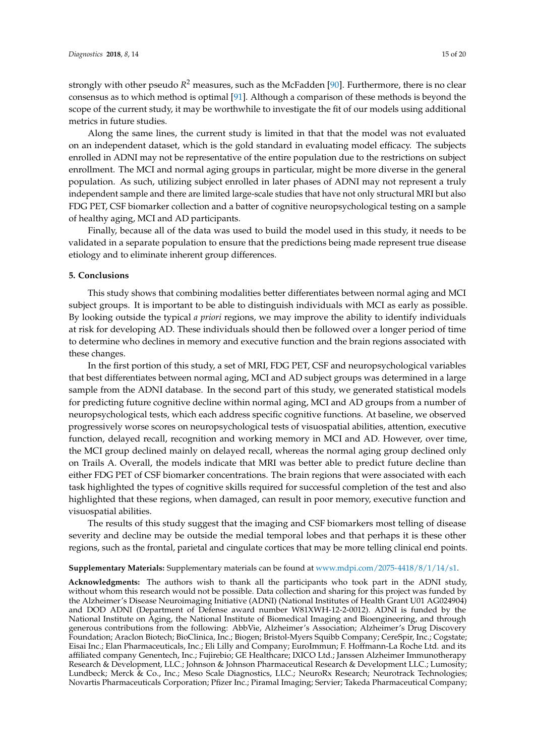strongly with other pseudo $R^2$ measures, such as the McFadden [90]. Furthermore, there is no clear consensus as to which method is optimal [91]. Although a comparison of these methods is beyond the scope of the current study, it may be worthwhile to investigate the fit of our models using additional metrics in future studies.

Along the same lines, the current study is limited in that that the model was not evaluated on an independent dataset, which is the gold standard in evaluating model efficacy. The subjects enrolled in ADNI may not be representative of the entire population due to the restrictions on subject enrollment. The MCI and normal aging groups in particular, might be more diverse in the general population. As such, utilizing subject enrolled in later phases of ADNI may not represent a truly independent sample and there are limited large-scale studies that have not only structural MRI but also FDG PET, CSF biomarker collection and a batter of cognitive neuropsychological testing on a sample of healthy aging, MCI and AD participants.

Finally, because all of the data was used to build the model used in this study, it needs to be validated in a separate population to ensure that the predictions being made represent true disease etiology and to eliminate inherent group differences.

## 5. Conclusions

This study shows that combining modalities better differentiates between normal aging and MCI subject groups. It is important to be able to distinguish individuals with MCI as early as possible. By looking outside the typical *a priori* regions, we may improve the ability to identify individuals at risk for developing AD. These individuals should then be followed over a longer period of time to determine who declines in memory and executive function and the brain regions associated with these changes.

In the first portion of this study, a set of MRI, FDG PET, CSF and neuropsychological variables that best differentiates between normal aging, MCI and AD subject groups was determined in a large sample from the ADNI database. In the second part of this study, we generated statistical models for predicting future cognitive decline within normal aging, MCI and AD groups from a number of neuropsychological tests, which each address specific cognitive functions. At baseline, we observed progressively worse scores on neuropsychological tests of visuospatial abilities, attention, executive function, delayed recall, recognition and working memory in MCI and AD. However, over time, the MCI group declined mainly on delayed recall, whereas the normal aging group declined only on Trails A. Overall, the models indicate that MRI was better able to predict future decline than either FDG PET of CSF biomarker concentrations. The brain regions that were associated with each task highlighted the types of cognitive skills required for successful completion of the test and also highlighted that these regions, when damaged, can result in poor memory, executive function and visuospatial abilities.

The results of this study suggest that the imaging and CSF biomarkers most telling of disease severity and decline may be outside the medial temporal lobes and that perhaps it is these other regions, such as the frontal, parietal and cingulate cortices that may be more telling clinical end points.

**Supplementary Materials:** Supplementary materials can be found at www.mdpi.com/2075-4418/8/1/14/s1.

**Acknowledgments:** The authors wish to thank all the participants who took part in the ADNI study, without whom this research would not be possible. Data collection and sharing for this project was funded by the Alzheimer's Disease Neuroimaging Initiative (ADNI) (National Institutes of Health Grant U01 AG024904) and DOD ADNI (Department of Defense award number W81XWH-12-2-0012). ADNI is funded by the National Institute on Aging, the National Institute of Biomedical Imaging and Bioengineering, and through generous contributions from the following: AbbVie, Alzheimer's Association; Alzheimer's Drug Discovery Foundation; Araclon Biotech; BioClinica, Inc.; Biogen; Bristol-Myers Squibb Company; CereSpir, Inc.; Cogstate; Eisai Inc.; Elan Pharmaceuticals, Inc.; Eli Lilly and Company; EuroImmun; F. Hoffmann-La Roche Ltd. and its affiliated company Genentech, Inc.; Fujirebio; GE Healthcare; IXICO Ltd.; Janssen Alzheimer Immunotherapy Research & Development, LLC.; Johnson & Johnson Pharmaceutical Research & Development LLC.; Lumosity; Lundbeck; Merck & Co., Inc.; Meso Scale Diagnostics, LLC.; NeuroRx Research; Neurotrack Technologies; Novartis Pharmaceuticals Corporation; Pfizer Inc.; Piramal Imaging; Servier; Takeda Pharmaceutical Company;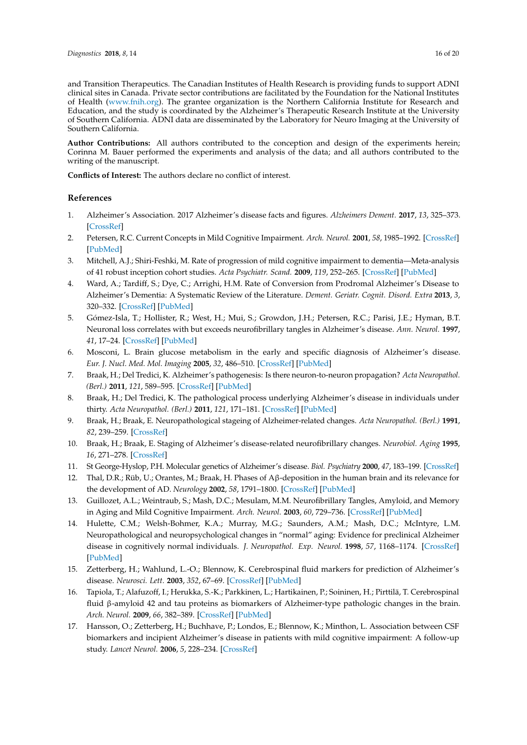and Transition Therapeutics. The Canadian Institutes of Health Research is providing funds to support ADNI clinical sites in Canada. Private sector contributions are facilitated by the Foundation for the National Institutes of Health (www.fnih.org). The grantee organization is the Northern California Institute for Research and Education, and the study is coordinated by the Alzheimer's Therapeutic Research Institute at the University of Southern California. ADNI data are disseminated by the Laboratory for Neuro Imaging at the University of Southern California.

**Author Contributions:** All authors contributed to the conception and design of the experiments herein; Corinna M. Bauer performed the experiments and analysis of the data; and all authors contributed to the writing of the manuscript.

**Conflicts of Interest:** The authors declare no conflict of interest.

## References

1. Alzheimer's Association. 2017 Alzheimer's disease facts and figures. *Alzheimers Dement.* **2017**, *13*, 325–373. [CrossRef]
2. Petersen, R.C. Current Concepts in Mild Cognitive Impairment. *Arch. Neurol.* **2001**, *58*, 1985–1992. [CrossRef] [PubMed]
3. Mitchell, A.J.; Shiri-Feshki, M. Rate of progression of mild cognitive impairment to dementia—Meta-analysis of 41 robust inception cohort studies. *Acta Psychiatr. Scand.* **2009**, *119*, 252–265. [CrossRef] [PubMed]
4. Ward, A.; Tardiff, S.; Dye, C.; Arrighi, H.M. Rate of Conversion from Prodromal Alzheimer's Disease to Alzheimer's Dementia: A Systematic Review of the Literature. *Dement. Geriatr. Cognit. Disord. Extra* **2013**, *3*, 320–332. [CrossRef] [PubMed]
5. Gómez-Isla, T.; Hollister, R.; West, H.; Mui, S.; Growdon, J.H.; Petersen, R.C.; Parisi, J.E.; Hyman, B.T. Neuronal loss correlates with but exceeds neurofibrillary tangles in Alzheimer's disease. *Ann. Neurol.* **1997**, *41*, 17–24. [CrossRef] [PubMed]
6. Mosconi, L. Brain glucose metabolism in the early and specific diagnosis of Alzheimer's disease. *Eur. J. Nucl. Med. Mol. Imaging* **2005**, *32*, 486–510. [CrossRef] [PubMed]
7. Braak, H.; Del Tredici, K. Alzheimer's pathogenesis: Is there neuron-to-neuron propagation? *Acta Neuropathol. (Berl.)* **2011**, *121*, 589–595. [CrossRef] [PubMed]
8. Braak, H.; Del Tredici, K. The pathological process underlying Alzheimer's disease in individuals under thirty. *Acta Neuropathol. (Berl.)* **2011**, *121*, 171–181. [CrossRef] [PubMed]
9. Braak, H.; Braak, E. Neuropathological stageing of Alzheimer-related changes. *Acta Neuropathol. (Berl.)* **1991**, *82*, 239–259. [CrossRef]
10. Braak, H.; Braak, E. Staging of Alzheimer's disease-related neurofibrillary changes. *Neurobiol. Aging* **1995**, *16*, 271–278. [CrossRef]
11. St George-Hyslop, P.H. Molecular genetics of Alzheimer's disease. *Biol. Psychiatry* **2000**, *47*, 183–199. [CrossRef]
12. Thal, D.R.; Rüb, U.; Orantes, M.; Braak, H. Phases of Aβ-deposition in the human brain and its relevance for the development of AD. *Neurology* **2002**, *58*, 1791–1800. [CrossRef] [PubMed]
13. Guillozet, A.L.; Weintraub, S.; Mash, D.C.; Mesulam, M.M. Neurofibrillary Tangles, Amyloid, and Memory in Aging and Mild Cognitive Impairment. *Arch. Neurol.* **2003**, *60*, 729–736. [CrossRef] [PubMed]
14. Hulette, C.M.; Welsh-Bohmer, K.A.; Murray, M.G.; Saunders, A.M.; Mash, D.C.; McIntyre, L.M. Neuropathological and neuropsychological changes in "normal" aging: Evidence for preclinical Alzheimer disease in cognitively normal individuals. *J. Neuropathol. Exp. Neurol.* **1998**, *57*, 1168–1174. [CrossRef] [PubMed]
15. Zetterberg, H.; Wahlund, L.-O.; Blennow, K. Cerebrospinal fluid markers for prediction of Alzheimer's disease. *Neurosci. Lett.* **2003**, *352*, 67–69. [CrossRef] [PubMed]
16. Tapiola, T.; Alafuzoff, I.; Herukka, S.-K.; Parkkinen, L.; Hartikainen, P.; Soininen, H.; Pirttilä, T. Cerebrospinal fluid β-amyloid 42 and tau proteins as biomarkers of Alzheimer-type pathologic changes in the brain. *Arch. Neurol.* **2009**, *66*, 382–389. [CrossRef] [PubMed]
17. Hansson, O.; Zetterberg, H.; Buchhave, P.; Londos, E.; Blennow, K.; Minthon, L. Association between CSF biomarkers and incipient Alzheimer's disease in patients with mild cognitive impairment: A follow-up study. *Lancet Neurol.* **2006**, *5*, 228–234. [CrossRef]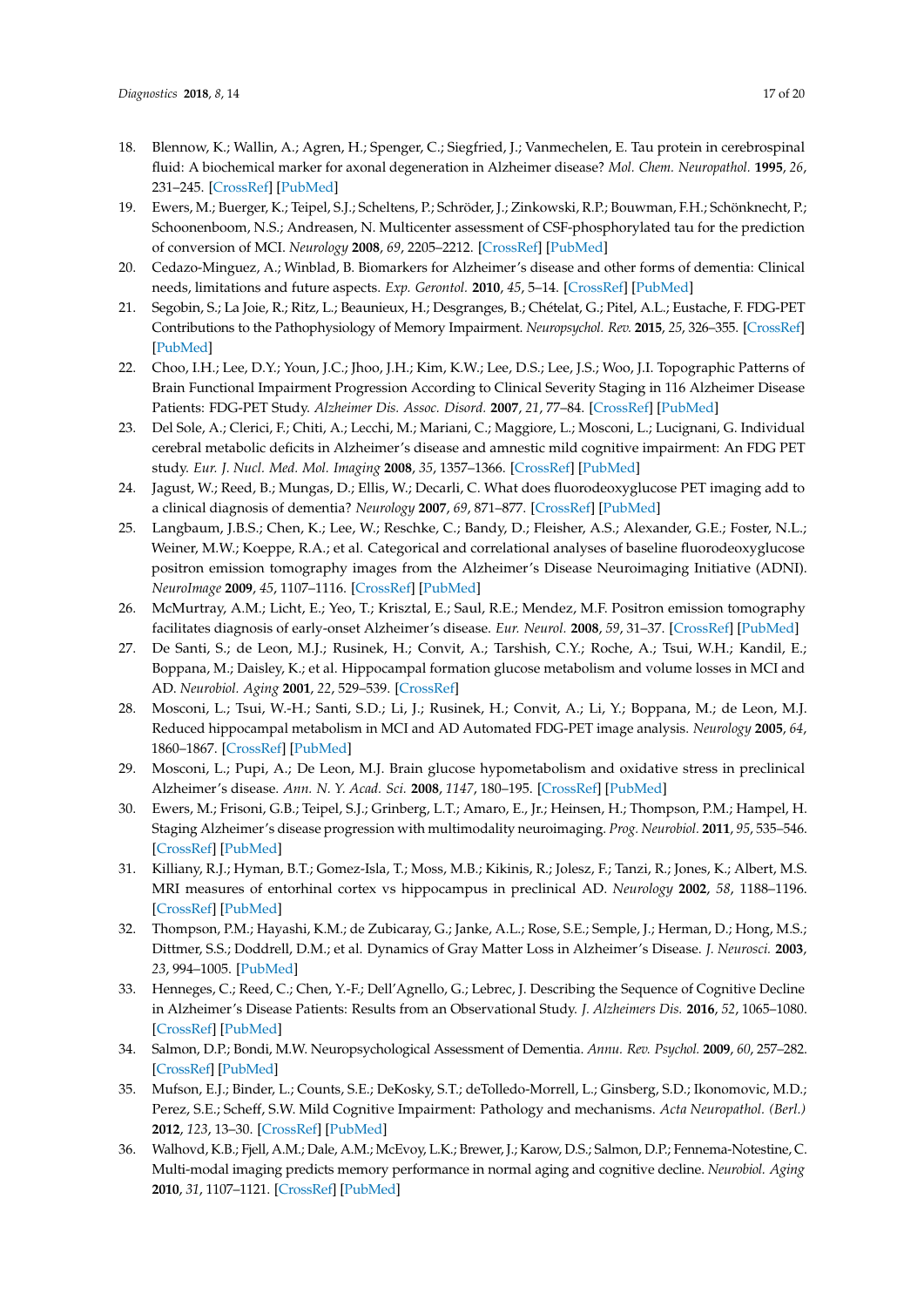18. Blennow, K.; Wallin, A.; Agren, H.; Spenger, C.; Siegfried, J.; Vanmechelen, E. Tau protein in cerebrospinal fluid: A biochemical marker for axonal degeneration in Alzheimer disease? *Mol. Chem. Neuropathol.* **1995**, *26*, 231–245. [CrossRef] [PubMed]
19. Ewers, M.; Buerger, K.; Teipel, S.J.; Scheltens, P.; Schröder, J.; Zinkowski, R.P.; Bouwman, F.H.; Schönknecht, P.; Schoonenboom, N.S.; Andreasen, N. Multicenter assessment of CSF-phosphorylated tau for the prediction of conversion of MCI. *Neurology* **2008**, *69*, 2205–2212. [CrossRef] [PubMed]
20. Cedazo-Minguez, A.; Winblad, B. Biomarkers for Alzheimer's disease and other forms of dementia: Clinical needs, limitations and future aspects. *Exp. Gerontol.* **2010**, *45*, 5–14. [CrossRef] [PubMed]
21. Segobin, S.; La Joie, R.; Ritz, L.; Beaunieux, H.; Desgranges, B.; Chételat, G.; Pitel, A.L.; Eustache, F. FDG-PET Contributions to the Pathophysiology of Memory Impairment. *Neuropsychol. Rev.* **2015**, *25*, 326–355. [CrossRef] [PubMed]
22. Choo, I.H.; Lee, D.Y.; Youn, J.C.; Jhoo, J.H.; Kim, K.W.; Lee, D.S.; Lee, J.S.; Woo, J.I. Topographic Patterns of Brain Functional Impairment Progression According to Clinical Severity Staging in 116 Alzheimer Disease Patients: FDG-PET Study. *Alzheimer Dis. Assoc. Disord.* **2007**, *21*, 77–84. [CrossRef] [PubMed]
23. Del Sole, A.; Clerici, F.; Chiti, A.; Lecchi, M.; Mariani, C.; Maggiore, L.; Mosconi, L.; Lucignani, G. Individual cerebral metabolic deficits in Alzheimer's disease and amnestic mild cognitive impairment: An FDG PET study. *Eur. J. Nucl. Med. Mol. Imaging* **2008**, *35*, 1357–1366. [CrossRef] [PubMed]
24. Jagust, W.; Reed, B.; Mungas, D.; Ellis, W.; Decarli, C. What does fluorodeoxyglucose PET imaging add to a clinical diagnosis of dementia? *Neurology* **2007**, *69*, 871–877. [CrossRef] [PubMed]
25. Langbaum, J.B.S.; Chen, K.; Lee, W.; Reschke, C.; Bandy, D.; Fleisher, A.S.; Alexander, G.E.; Foster, N.L.; Weiner, M.W.; Koeppe, R.A.; et al. Categorical and correlational analyses of baseline fluorodeoxyglucose positron emission tomography images from the Alzheimer's Disease Neuroimaging Initiative (ADNI). *NeuroImage* **2009**, *45*, 1107–1116. [CrossRef] [PubMed]
26. McMurtray, A.M.; Licht, E.; Yeo, T.; Krisztal, E.; Saul, R.E.; Mendez, M.F. Positron emission tomography facilitates diagnosis of early-onset Alzheimer's disease. *Eur. Neurol.* **2008**, *59*, 31–37. [CrossRef] [PubMed]
27. De Santi, S.; de Leon, M.J.; Rusinek, H.; Convit, A.; Tarshish, C.Y.; Roche, A.; Tsui, W.H.; Kandil, E.; Boppana, M.; Daisley, K.; et al. Hippocampal formation glucose metabolism and volume losses in MCI and AD. *Neurobiol. Aging* **2001**, *22*, 529–539. [CrossRef]
28. Mosconi, L.; Tsui, W.-H.; Santi, S.D.; Li, J.; Rusinek, H.; Convit, A.; Li, Y.; Boppana, M.; de Leon, M.J. Reduced hippocampal metabolism in MCI and AD Automated FDG-PET image analysis. *Neurology* **2005**, *64*, 1860–1867. [CrossRef] [PubMed]
29. Mosconi, L.; Pupi, A.; De Leon, M.J. Brain glucose hypometabolism and oxidative stress in preclinical Alzheimer's disease. *Ann. N. Y. Acad. Sci.* **2008**, *1147*, 180–195. [CrossRef] [PubMed]
30. Ewers, M.; Frisoni, G.B.; Teipel, S.J.; Grinberg, L.T.; Amaro, E., Jr.; Heinsen, H.; Thompson, P.M.; Hampel, H. Staging Alzheimer's disease progression with multimodality neuroimaging. *Prog. Neurobiol.* **2011**, *95*, 535–546. [CrossRef] [PubMed]
31. Killiany, R.J.; Hyman, B.T.; Gomez-Isla, T.; Moss, M.B.; Kikinis, R.; Jolesz, F.; Tanzi, R.; Jones, K.; Albert, M.S. MRI measures of entorhinal cortex vs hippocampus in preclinical AD. *Neurology* **2002**, *58*, 1188–1196. [CrossRef] [PubMed]
32. Thompson, P.M.; Hayashi, K.M.; de Zubicaray, G.; Janke, A.L.; Rose, S.E.; Semple, J.; Herman, D.; Hong, M.S.; Dittmer, S.S.; Doddrell, D.M.; et al. Dynamics of Gray Matter Loss in Alzheimer's Disease. *J. Neurosci.* **2003**, *23*, 994–1005. [PubMed]
33. Henneges, C.; Reed, C.; Chen, Y.-F.; Dell'Agnello, G.; Lebrec, J. Describing the Sequence of Cognitive Decline in Alzheimer's Disease Patients: Results from an Observational Study. *J. Alzheimers Dis.* **2016**, *52*, 1065–1080. [CrossRef] [PubMed]
34. Salmon, D.P.; Bondi, M.W. Neuropsychological Assessment of Dementia. *Annu. Rev. Psychol.* **2009**, *60*, 257–282. [CrossRef] [PubMed]
35. Mufson, E.J.; Binder, L.; Counts, S.E.; DeKosky, S.T.; deToledo-Morrell, L.; Ginsberg, S.D.; Ikonomovic, M.D.; Perez, S.E.; Scheff, S.W. Mild Cognitive Impairment: Pathology and mechanisms. *Acta Neuropathol. (Berl.)* **2012**, *123*, 13–30. [CrossRef] [PubMed]
36. Walhovd, K.B.; Fjell, A.M.; Dale, A.M.; McEvoy, L.K.; Brewer, J.; Karow, D.S.; Salmon, D.P.; Fennema-Notestine, C. Multi-modal imaging predicts memory performance in normal aging and cognitive decline. *Neurobiol. Aging* **2010**, *31*, 1107–1121. [CrossRef] [PubMed]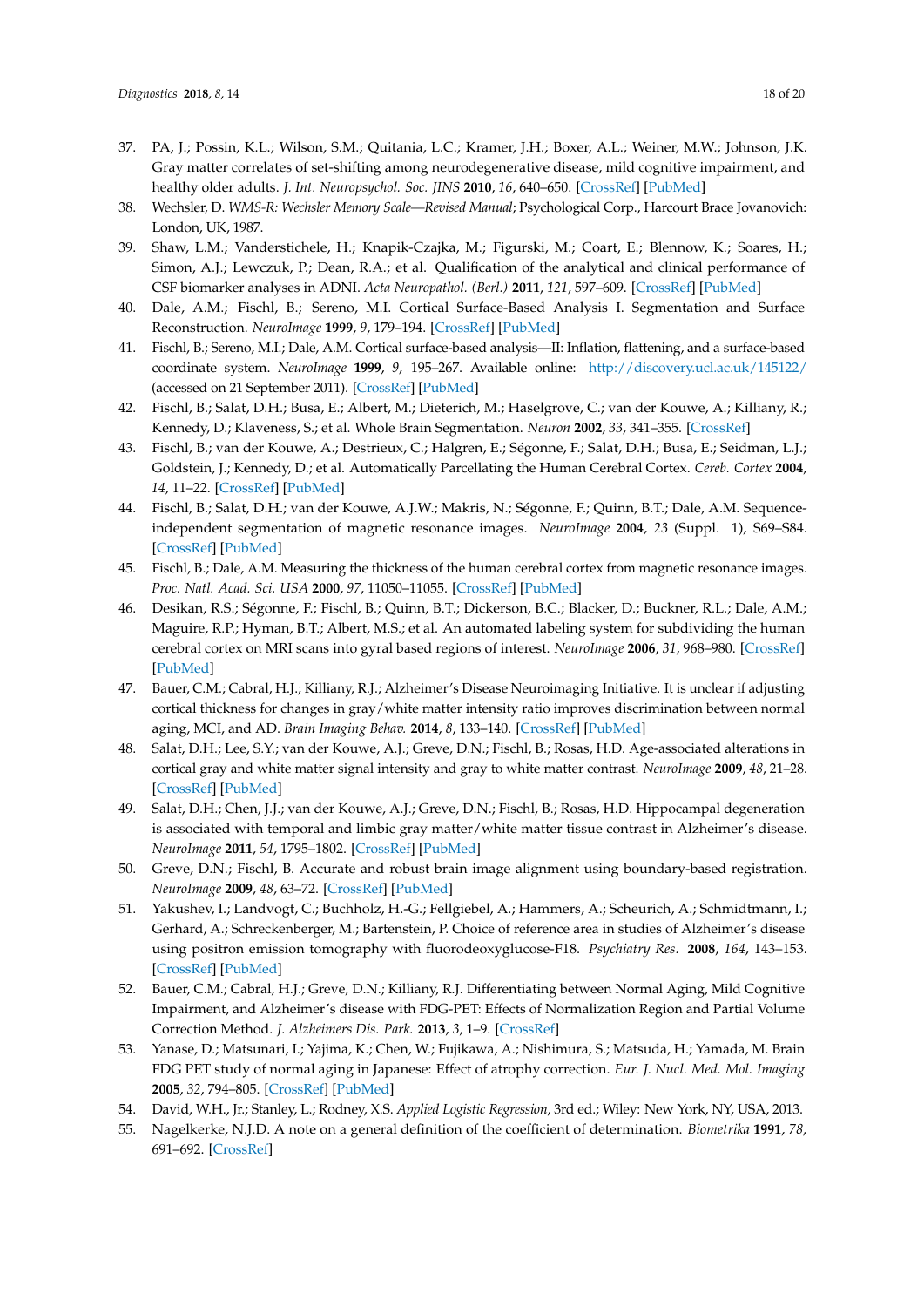37. PA, J.; Possin, K.L.; Wilson, S.M.; Quitania, L.C.; Kramer, J.H.; Boxer, A.L.; Weiner, M.W.; Johnson, J.K. Gray matter correlates of set-shifting among neurodegenerative disease, mild cognitive impairment, and healthy older adults. *J. Int. Neuropsychol. Soc. JINS* **2010**, *16*, 640–650. [CrossRef] [PubMed]
38. Wechsler, D. *WMS-R: Wechsler Memory Scale—Revised Manual*; Psychological Corp., Harcourt Brace Jovanovich: London, UK, 1987.
39. Shaw, L.M.; Vanderstichele, H.; Knapik-Czajka, M.; Figurski, M.; Coart, E.; Blennow, K.; Soares, H.; Simon, A.J.; Lewczuk, P.; Dean, R.A.; et al. Qualification of the analytical and clinical performance of CSF biomarker analyses in ADNI. *Acta Neuropathol. (Berl.)* **2011**, *121*, 597–609. [CrossRef] [PubMed]
40. Dale, A.M.; Fischl, B.; Sereno, M.I. Cortical Surface-Based Analysis I. Segmentation and Surface Reconstruction. *NeuroImage* **1999**, *9*, 179–194. [CrossRef] [PubMed]
41. Fischl, B.; Sereno, M.I.; Dale, A.M. Cortical surface-based analysis—II: Inflation, flattening, and a surface-based coordinate system. *NeuroImage* **1999**, *9*, 195–267. Available online: http://discovery.ucl.ac.uk/145122/ (accessed on 21 September 2011). [CrossRef] [PubMed]
42. Fischl, B.; Salat, D.H.; Busa, E.; Albert, M.; Dieterich, M.; Haselgrove, C.; van der Kouwe, A.; Killiany, R.; Kennedy, D.; Klaveness, S.; et al. Whole Brain Segmentation. *Neuron* **2002**, *33*, 341–355. [CrossRef]
43. Fischl, B.; van der Kouwe, A.; Destrieux, C.; Halgren, E.; Ségonne, F.; Salat, D.H.; Busa, E.; Seidman, L.J.; Goldstein, J.; Kennedy, D.; et al. Automatically Parcellating the Human Cerebral Cortex. *Cereb. Cortex* **2004**, *14*, 11–22. [CrossRef] [PubMed]
44. Fischl, B.; Salat, D.H.; van der Kouwe, A.J.W.; Makris, N.; Ségonne, F.; Quinn, B.T.; Dale, A.M. Sequence-independent segmentation of magnetic resonance images. *NeuroImage* **2004**, *23* (Suppl. 1), S69–S84. [CrossRef] [PubMed]
45. Fischl, B.; Dale, A.M. Measuring the thickness of the human cerebral cortex from magnetic resonance images. *Proc. Natl. Acad. Sci. USA* **2000**, *97*, 11050–11055. [CrossRef] [PubMed]
46. Desikan, R.S.; Ségonne, F.; Fischl, B.; Quinn, B.T.; Dickerson, B.C.; Blacker, D.; Buckner, R.L.; Dale, A.M.; Maguire, R.P.; Hyman, B.T.; Albert, M.S.; et al. An automated labeling system for subdividing the human cerebral cortex on MRI scans into gyral based regions of interest. *NeuroImage* **2006**, *31*, 968–980. [CrossRef] [PubMed]
47. Bauer, C.M.; Cabral, H.J.; Killiany, R.J.; Alzheimer's Disease Neuroimaging Initiative. It is unclear if adjusting cortical thickness for changes in gray/white matter intensity ratio improves discrimination between normal aging, MCI, and AD. *Brain Imaging Behav.* **2014**, *8*, 133–140. [CrossRef] [PubMed]
48. Salat, D.H.; Lee, S.Y.; van der Kouwe, A.J.; Greve, D.N.; Fischl, B.; Rosas, H.D. Age-associated alterations in cortical gray and white matter signal intensity and gray to white matter contrast. *NeuroImage* **2009**, *48*, 21–28. [CrossRef] [PubMed]
49. Salat, D.H.; Chen, J.J.; van der Kouwe, A.J.; Greve, D.N.; Fischl, B.; Rosas, H.D. Hippocampal degeneration is associated with temporal and limbic gray matter/white matter tissue contrast in Alzheimer's disease. *NeuroImage* **2011**, *54*, 1795–1802. [CrossRef] [PubMed]
50. Greve, D.N.; Fischl, B. Accurate and robust brain image alignment using boundary-based registration. *NeuroImage* **2009**, *48*, 63–72. [CrossRef] [PubMed]
51. Yakushev, I.; Landvogt, C.; Buchholz, H.-G.; Fellgiebel, A.; Hammers, A.; Scheurich, A.; Schmidtmann, I.; Gerhard, A.; Schreckenberger, M.; Bartenstein, P. Choice of reference area in studies of Alzheimer's disease using positron emission tomography with fluorodeoxyglucose-F18. *Psychiatry Res.* **2008**, *164*, 143–153. [CrossRef] [PubMed]
52. Bauer, C.M.; Cabral, H.J.; Greve, D.N.; Killiany, R.J. Differentiating between Normal Aging, Mild Cognitive Impairment, and Alzheimer's disease with FDG-PET: Effects of Normalization Region and Partial Volume Correction Method. *J. Alzheimers Dis. Park.* **2013**, *3*, 1–9. [CrossRef]
53. Yanase, D.; Matsunari, I.; Yajima, K.; Chen, W.; Fujikawa, A.; Nishimura, S.; Matsuda, H.; Yamada, M. Brain FDG PET study of normal aging in Japanese: Effect of atrophy correction. *Eur. J. Nucl. Med. Mol. Imaging* **2005**, *32*, 794–805. [CrossRef] [PubMed]
54. David, W.H., Jr.; Stanley, L.; Rodney, X.S. *Applied Logistic Regression*, 3rd ed.; Wiley: New York, NY, USA, 2013.
55. Nagelkerke, N.J.D. A note on a general definition of the coefficient of determination. *Biometrika* **1991**, *78*, 691–692. [CrossRef]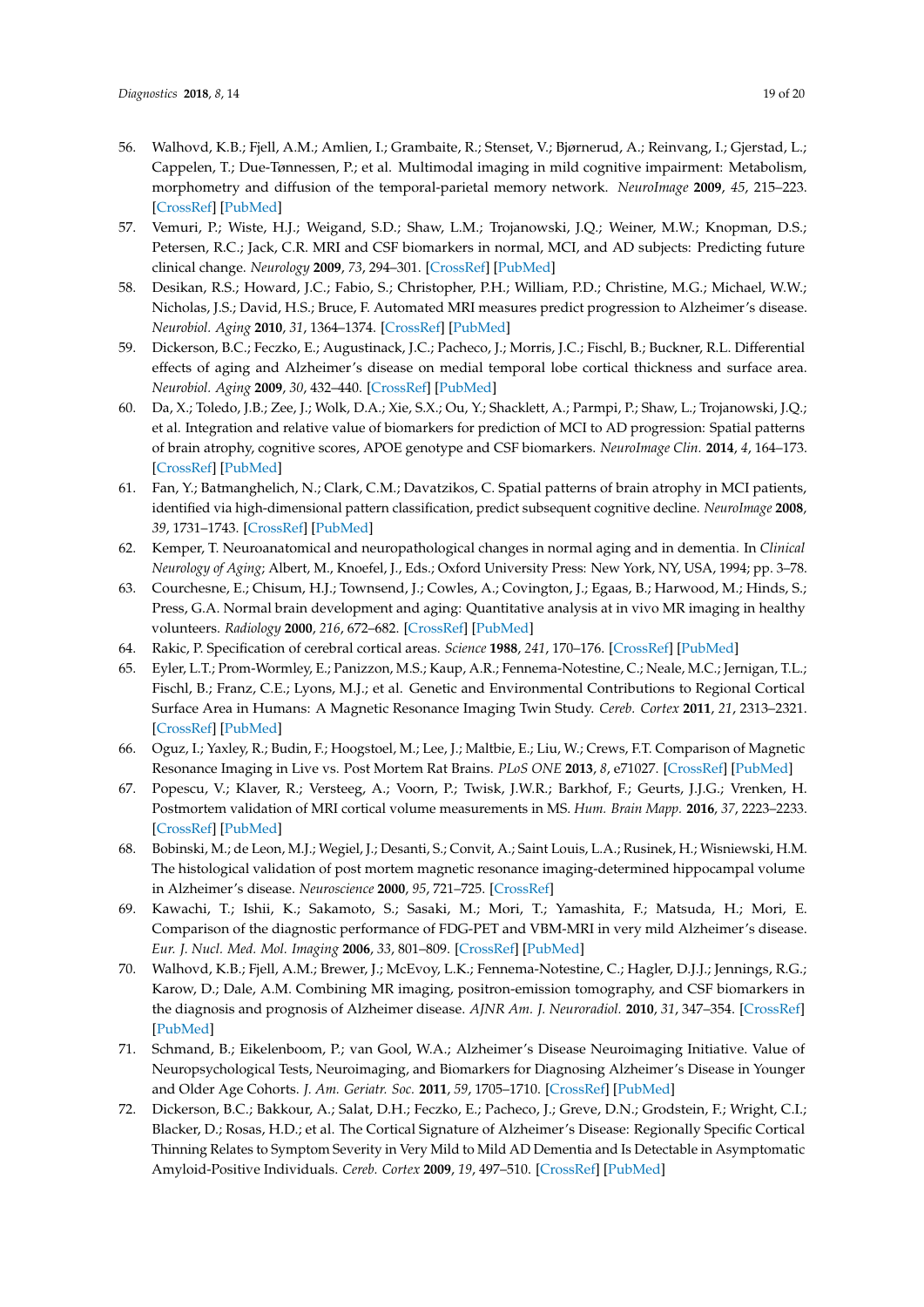56. Walhovd, K.B.; Fjell, A.M.; Amlien, I.; Grambaite, R.; Stenset, V.; Bjørnerud, A.; Reinvang, I.; Gjerstad, L.; Cappelen, T.; Due-Tønnessen, P.; et al. Multimodal imaging in mild cognitive impairment: Metabolism, morphometry and diffusion of the temporal-parietal memory network. *NeuroImage* **2009**, *45*, 215–223. [CrossRef] [PubMed]
57. Vemuri, P.; Wiste, H.J.; Weigand, S.D.; Shaw, L.M.; Trojanowski, J.Q.; Weiner, M.W.; Knopman, D.S.; Petersen, R.C.; Jack, C.R. MRI and CSF biomarkers in normal, MCI, and AD subjects: Predicting future clinical change. *Neurology* **2009**, *73*, 294–301. [CrossRef] [PubMed]
58. Desikan, R.S.; Howard, J.C.; Fabio, S.; Christopher, P.H.; William, P.D.; Christine, M.G.; Michael, W.W.; Nicholas, J.S.; David, H.S.; Bruce, F. Automated MRI measures predict progression to Alzheimer's disease. *Neurobiol. Aging* **2010**, *31*, 1364–1374. [CrossRef] [PubMed]
59. Dickerson, B.C.; Feczko, E.; Augustinack, J.C.; Pacheco, J.; Morris, J.C.; Fischl, B.; Buckner, R.L. Differential effects of aging and Alzheimer's disease on medial temporal lobe cortical thickness and surface area. *Neurobiol. Aging* **2009**, *30*, 432–440. [CrossRef] [PubMed]
60. Da, X.; Toledo, J.B.; Zee, J.; Wolk, D.A.; Xie, S.X.; Ou, Y.; Shacklett, A.; Parmpi, P.; Shaw, L.; Trojanowski, J.Q.; et al. Integration and relative value of biomarkers for prediction of MCI to AD progression: Spatial patterns of brain atrophy, cognitive scores, APOE genotype and CSF biomarkers. *NeuroImage Clin.* **2014**, *4*, 164–173. [CrossRef] [PubMed]
61. Fan, Y.; Batmanghelich, N.; Clark, C.M.; Davatzikos, C. Spatial patterns of brain atrophy in MCI patients, identified via high-dimensional pattern classification, predict subsequent cognitive decline. *NeuroImage* **2008**, *39*, 1731–1743. [CrossRef] [PubMed]
62. Kemper, T. Neuroanatomical and neuropathological changes in normal aging and in dementia. In *Clinical Neurology of Aging*; Albert, M., Knoefel, J., Eds.; Oxford University Press: New York, NY, USA, 1994; pp. 3–78.
63. Courchesne, E.; Chisum, H.J.; Townsend, J.; Cowles, A.; Covington, J.; Egaas, B.; Harwood, M.; Hinds, S.; Press, G.A. Normal brain development and aging: Quantitative analysis at in vivo MR imaging in healthy volunteers. *Radiology* **2000**, *216*, 672–682. [CrossRef] [PubMed]
64. Rakic, P. Specification of cerebral cortical areas. *Science* **1988**, *241*, 170–176. [CrossRef] [PubMed]
65. Eyler, L.T.; Prom-Wormley, E.; Panizzon, M.S.; Kaup, A.R.; Fennema-Notestine, C.; Neale, M.C.; Jernigan, T.L.; Fischl, B.; Franz, C.E.; Lyons, M.J.; et al. Genetic and Environmental Contributions to Regional Cortical Surface Area in Humans: A Magnetic Resonance Imaging Twin Study. *Cereb. Cortex* **2011**, *21*, 2313–2321. [CrossRef] [PubMed]
66. Oguz, I.; Yaxley, R.; Budin, F.; Hoogstoel, M.; Lee, J.; Maltbie, E.; Liu, W.; Crews, F.T. Comparison of Magnetic Resonance Imaging in Live vs. Post Mortem Rat Brains. *PLoS ONE* **2013**, *8*, e71027. [CrossRef] [PubMed]
67. Popescu, V.; Klaver, R.; Versteeg, A.; Voorn, P.; Twisk, J.W.R.; Barkhof, F.; Geurts, J.J.G.; Vrenken, H. Postmortem validation of MRI cortical volume measurements in MS. *Hum. Brain Mapp.* **2016**, *37*, 2223–2233. [CrossRef] [PubMed]
68. Bobinski, M.; de Leon, M.J.; Wegiel, J.; Desanti, S.; Convit, A.; Saint Louis, L.A.; Rusinek, H.; Wisniewski, H.M. The histological validation of post mortem magnetic resonance imaging-determined hippocampal volume in Alzheimer's disease. *Neuroscience* **2000**, *95*, 721–725. [CrossRef]
69. Kawachi, T.; Ishii, K.; Sakamoto, S.; Sasaki, M.; Mori, T.; Yamashita, F.; Matsuda, H.; Mori, E. Comparison of the diagnostic performance of FDG-PET and VBM-MRI in very mild Alzheimer's disease. *Eur. J. Nucl. Med. Mol. Imaging* **2006**, *33*, 801–809. [CrossRef] [PubMed]
70. Walhovd, K.B.; Fjell, A.M.; Brewer, J.; McEvoy, L.K.; Fennema-Notestine, C.; Hagler, D.J.J.; Jennings, R.G.; Karow, D.; Dale, A.M. Combining MR imaging, positron-emission tomography, and CSF biomarkers in the diagnosis and prognosis of Alzheimer disease. *AJNR Am. J. Neuroradiol.* **2010**, *31*, 347–354. [CrossRef] [PubMed]
71. Schmand, B.; Eikelenboom, P.; van Gool, W.A.; Alzheimer's Disease Neuroimaging Initiative. Value of Neuropsychological Tests, Neuroimaging, and Biomarkers for Diagnosing Alzheimer's Disease in Younger and Older Age Cohorts. *J. Am. Geriatr. Soc.* **2011**, *59*, 1705–1710. [CrossRef] [PubMed]
72. Dickerson, B.C.; Bakkour, A.; Salat, D.H.; Feczko, E.; Pacheco, J.; Greve, D.N.; Grodstein, F.; Wright, C.I.; Blacker, D.; Rosas, H.D.; et al. The Cortical Signature of Alzheimer's Disease: Regionally Specific Cortical Thinning Relates to Symptom Severity in Very Mild to Mild AD Dementia and Is Detectable in Asymptomatic Amyloid-Positive Individuals. *Cereb. Cortex* **2009**, *19*, 497–510. [CrossRef] [PubMed]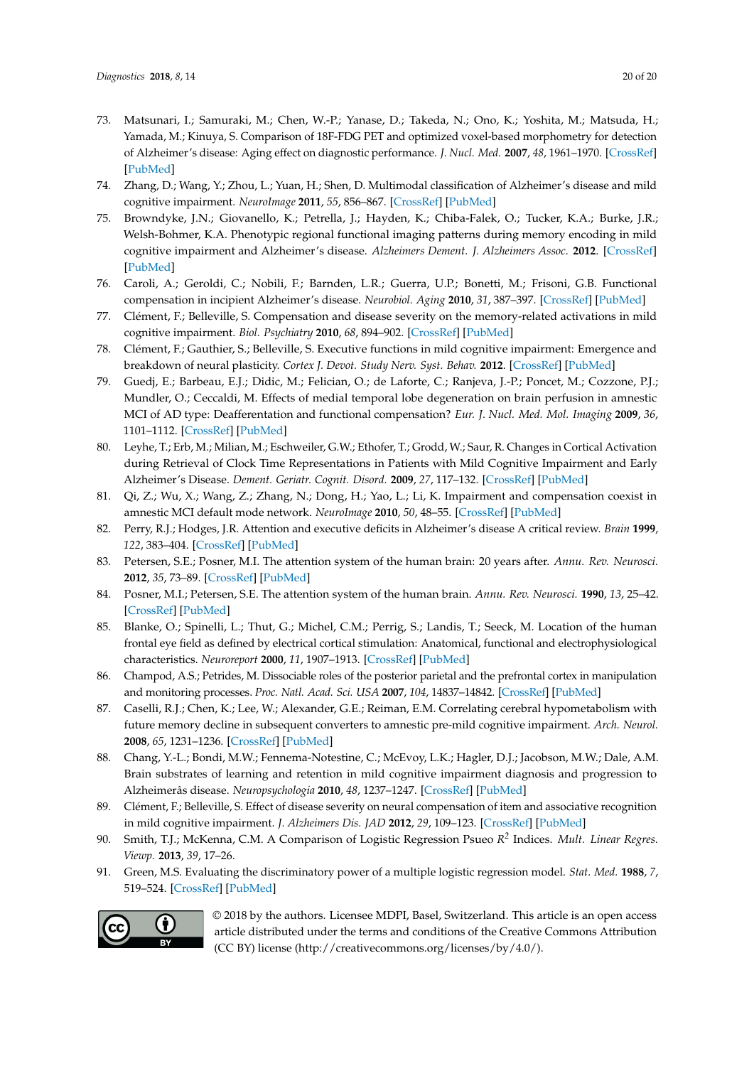73. Matsunari, I.; Samuraki, M.; Chen, W.-P.; Yanase, D.; Takeda, N.; Ono, K.; Yoshita, M.; Matsuda, H.; Yamada, M.; Kinuya, S. Comparison of 18F-FDG PET and optimized voxel-based morphometry for detection of Alzheimer's disease: Aging effect on diagnostic performance. *J. Nucl. Med.* **2007**, *48*, 1961–1970. [CrossRef] [PubMed]
74. Zhang, D.; Wang, Y.; Zhou, L.; Yuan, H.; Shen, D. Multimodal classification of Alzheimer's disease and mild cognitive impairment. *NeuroImage* **2011**, *55*, 856–867. [CrossRef] [PubMed]
75. Browndyke, J.N.; Giovanello, K.; Petrella, J.; Hayden, K.; Chiba-Falek, O.; Tucker, K.A.; Burke, J.R.; Welsh-Bohmer, K.A. Phenotypic regional functional imaging patterns during memory encoding in mild cognitive impairment and Alzheimer's disease. *Alzheimers Dement. J. Alzheimers Assoc.* **2012**. [CrossRef] [PubMed]
76. Caroli, A.; Geroldi, C.; Nobili, F.; Barnden, L.R.; Guerra, U.P.; Bonetti, M.; Frisoni, G.B. Functional compensation in incipient Alzheimer's disease. *Neurobiol. Aging* **2010**, *31*, 387–397. [CrossRef] [PubMed]
77. Clément, F.; Belleville, S. Compensation and disease severity on the memory-related activations in mild cognitive impairment. *Biol. Psychiatry* **2010**, *68*, 894–902. [CrossRef] [PubMed]
78. Clément, F.; Gauthier, S.; Belleville, S. Executive functions in mild cognitive impairment: Emergence and breakdown of neural plasticity. *Cortex J. Devot. Study Nerv. Syst. Behav.* **2012**. [CrossRef] [PubMed]
79. Guedj, E.; Barbeau, E.J.; Didic, M.; Felician, O.; de Laforte, C.; Ranjeva, J.-P.; Poncet, M.; Cozzone, P.J.; Mundler, O.; Ceccaldi, M. Effects of medial temporal lobe degeneration on brain perfusion in amnestic MCI of AD type: Deafferentation and functional compensation? *Eur. J. Nucl. Med. Mol. Imaging* **2009**, *36*, 1101–1112. [CrossRef] [PubMed]
80. Leyhe, T.; Erb, M.; Milian, M.; Eschweiler, G.W.; Ethofer, T.; Grodd, W.; Saur, R. Changes in Cortical Activation during Retrieval of Clock Time Representations in Patients with Mild Cognitive Impairment and Early Alzheimer's Disease. *Dement. Geriatr. Cognit. Disord.* **2009**, *27*, 117–132. [CrossRef] [PubMed]
81. Qi, Z.; Wu, X.; Wang, Z.; Zhang, N.; Dong, H.; Yao, L.; Li, K. Impairment and compensation coexist in amnestic MCI default mode network. *NeuroImage* **2010**, *50*, 48–55. [CrossRef] [PubMed]
82. Perry, R.J.; Hodges, J.R. Attention and executive deficits in Alzheimer's disease A critical review. *Brain* **1999**, *122*, 383–404. [CrossRef] [PubMed]
83. Petersen, S.E.; Posner, M.I. The attention system of the human brain: 20 years after. *Annu. Rev. Neurosci.* **2012**, *35*, 73–89. [CrossRef] [PubMed]
84. Posner, M.I.; Petersen, S.E. The attention system of the human brain. *Annu. Rev. Neurosci.* **1990**, *13*, 25–42. [CrossRef] [PubMed]
85. Blanke, O.; Spinelli, L.; Thut, G.; Michel, C.M.; Perrig, S.; Landis, T.; Seeck, M. Location of the human frontal eye field as defined by electrical cortical stimulation: Anatomical, functional and electrophysiological characteristics. *Neuroreport* **2000**, *11*, 1907–1913. [CrossRef] [PubMed]
86. Champod, A.S.; Petrides, M. Dissociable roles of the posterior parietal and the prefrontal cortex in manipulation and monitoring processes. *Proc. Natl. Acad. Sci. USA* **2007**, *104*, 14837–14842. [CrossRef] [PubMed]
87. Caselli, R.J.; Chen, K.; Lee, W.; Alexander, G.E.; Reiman, E.M. Correlating cerebral hypometabolism with future memory decline in subsequent converters to amnestic pre-mild cognitive impairment. *Arch. Neurol.* **2008**, *65*, 1231–1236. [CrossRef] [PubMed]
88. Chang, Y.-L.; Bondi, M.W.; Fennema-Notestine, C.; McEvoy, L.K.; Hagler, D.J.; Jacobson, M.W.; Dale, A.M. Brain substrates of learning and retention in mild cognitive impairment diagnosis and progression to Alzheimerâs disease. *Neuropsychologia* **2010**, *48*, 1237–1247. [CrossRef] [PubMed]
89. Clément, F.; Belleville, S. Effect of disease severity on neural compensation of item and associative recognition in mild cognitive impairment. *J. Alzheimers Dis. JAD* **2012**, *29*, 109–123. [CrossRef] [PubMed]
90. Smith, T.J.; McKenna, C.M. A Comparison of Logistic Regression Psueo $R^2$ Indices. *Mult. Linear Regres. Viewp.* **2013**, *39*, 17–26.
91. Green, M.S. Evaluating the discriminatory power of a multiple logistic regression model. *Stat. Med.* **1988**, *7*, 519–524. [CrossRef] [PubMed]

© 2018 by the authors. Licensee MDPI, Basel, Switzerland. This article is an open access article distributed under the terms and conditions of the Creative Commons Attribution (CC BY) license (http://creativecommons.org/licenses/by/4.0/).